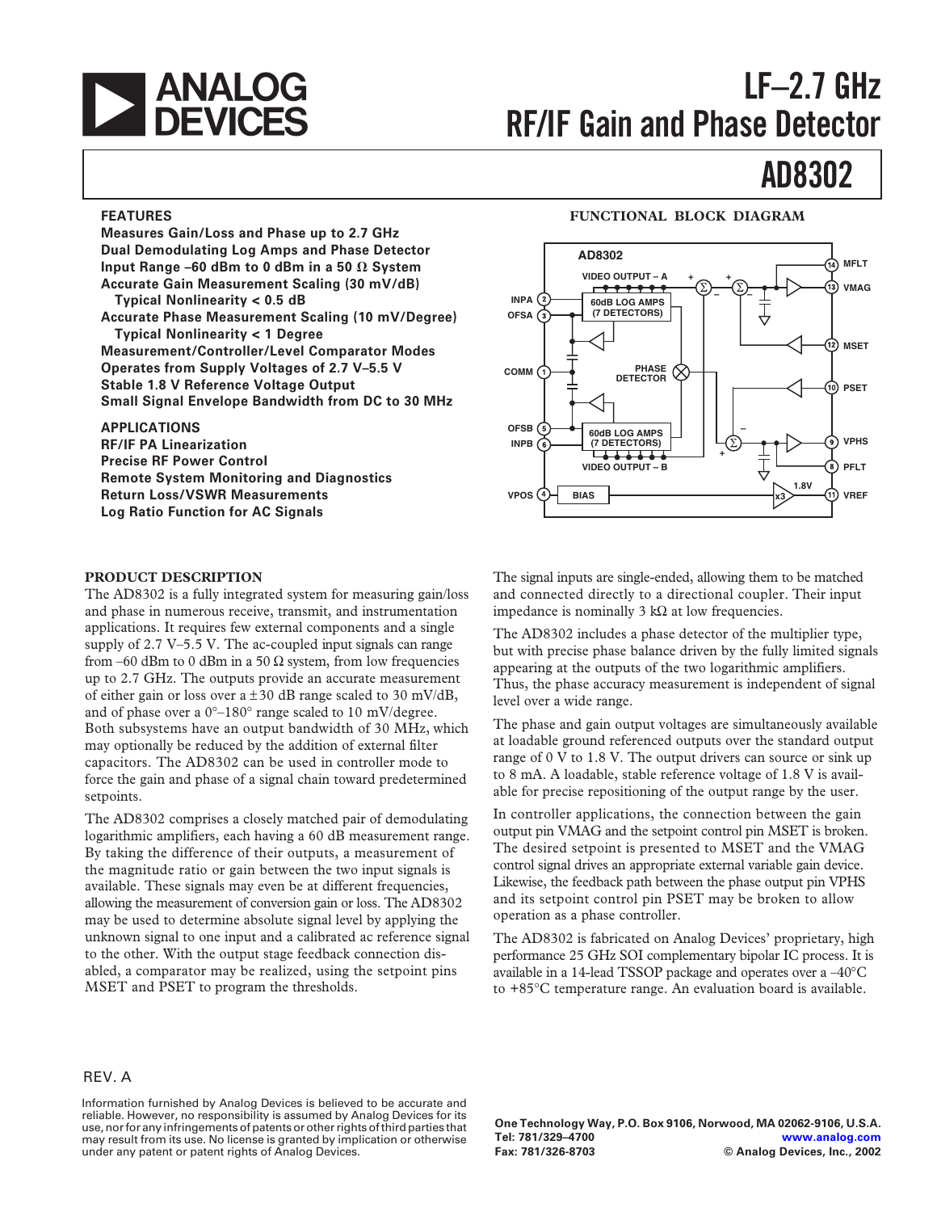# ANALOG DEVICES

# LF–2.7 GHz RF/IF Gain and Phase Detector

# AD8302

## FEATURES

**Measures Gain/Loss and Phase up to 2.7 GHz**
**Dual Demodulating Log Amps and Phase Detector**
**Input Range –60 dBm to 0 dBm in a 50 Ω System**
**Accurate Gain Measurement Scaling (30 mV/dB)**
**Typical Nonlinearity < 0.5 dB**
**Accurate Phase Measurement Scaling (10 mV/Degree)**
**Typical Nonlinearity < 1 Degree**
**Measurement/Controller/Level Comparator Modes**
**Operates from Supply Voltages of 2.7 V–5.5 V**
**Stable 1.8 V Reference Voltage Output**
**Small Signal Envelope Bandwidth from DC to 30 MHz**

## APPLICATIONS

**RF/IF PA Linearization**
**Precise RF Power Control**
**Remote System Monitoring and Diagnostics**
**Return Loss/VSWR Measurements**
**Log Ratio Function for AC Signals**

## FUNCTIONAL BLOCK DIAGRAM

## PRODUCT DESCRIPTION

The AD8302 is a fully integrated system for measuring gain/loss and phase in numerous receive, transmit, and instrumentation applications. It requires few external components and a single supply of 2.7 V–5.5 V. The ac-coupled input signals can range from –60 dBm to 0 dBm in a 50 Ω system, from low frequencies up to 2.7 GHz. The outputs provide an accurate measurement of either gain or loss over a ±30 dB range scaled to 30 mV/dB, and of phase over a 0°–180° range scaled to 10 mV/degree. Both subsystems have an output bandwidth of 30 MHz, which may optionally be reduced by the addition of external filter capacitors. The AD8302 can be used in controller mode to force the gain and phase of a signal chain toward predetermined setpoints.

The AD8302 comprises a closely matched pair of demodulating logarithmic amplifiers, each having a 60 dB measurement range. By taking the difference of their outputs, a measurement of the magnitude ratio or gain between the two input signals is available. These signals may even be at different frequencies, allowing the measurement of conversion gain or loss. The AD8302 may be used to determine absolute signal level by applying the unknown signal to one input and a calibrated ac reference signal to the other. With the output stage feedback connection disabled, a comparator may be realized, using the setpoint pins MSET and PSET to program the thresholds.

The signal inputs are single-ended, allowing them to be matched and connected directly to a directional coupler. Their input impedance is nominally 3 kΩ at low frequencies.

The AD8302 includes a phase detector of the multiplier type, but with precise phase balance driven by the fully limited signals appearing at the outputs of the two logarithmic amplifiers. Thus, the phase accuracy measurement is independent of signal level over a wide range.

The phase and gain output voltages are simultaneously available at loadable ground referenced outputs over the standard output range of 0 V to 1.8 V. The output drivers can source or sink up to 8 mA. A loadable, stable reference voltage of 1.8 V is available for precise repositioning of the output range by the user.

In controller applications, the connection between the gain output pin VMAG and the setpoint control pin MSET is broken. The desired setpoint is presented to MSET and the VMAG control signal drives an appropriate external variable gain device. Likewise, the feedback path between the phase output pin VPHS and its setpoint control pin PSET may be broken to allow operation as a phase controller.

The AD8302 is fabricated on Analog Devices' proprietary, high performance 25 GHz SOI complementary bipolar IC process. It is available in a 14-lead TSSOP package and operates over a –40°C to +85°C temperature range. An evaluation board is available.

REV. A

Information furnished by Analog Devices is believed to be accurate and reliable. However, no responsibility is assumed by Analog Devices for its use, nor for any infringements of patents or other rights of third parties that may result from its use. No license is granted by implication or otherwise under any patent or patent rights of Analog Devices.

One Technology Way, P.O. Box 9106, Norwood, MA 02062-9106, U.S.A.
Tel: 781/329-4700 www.analog.com
Fax: 781/326-8703 © Analog Devices, Inc., 2002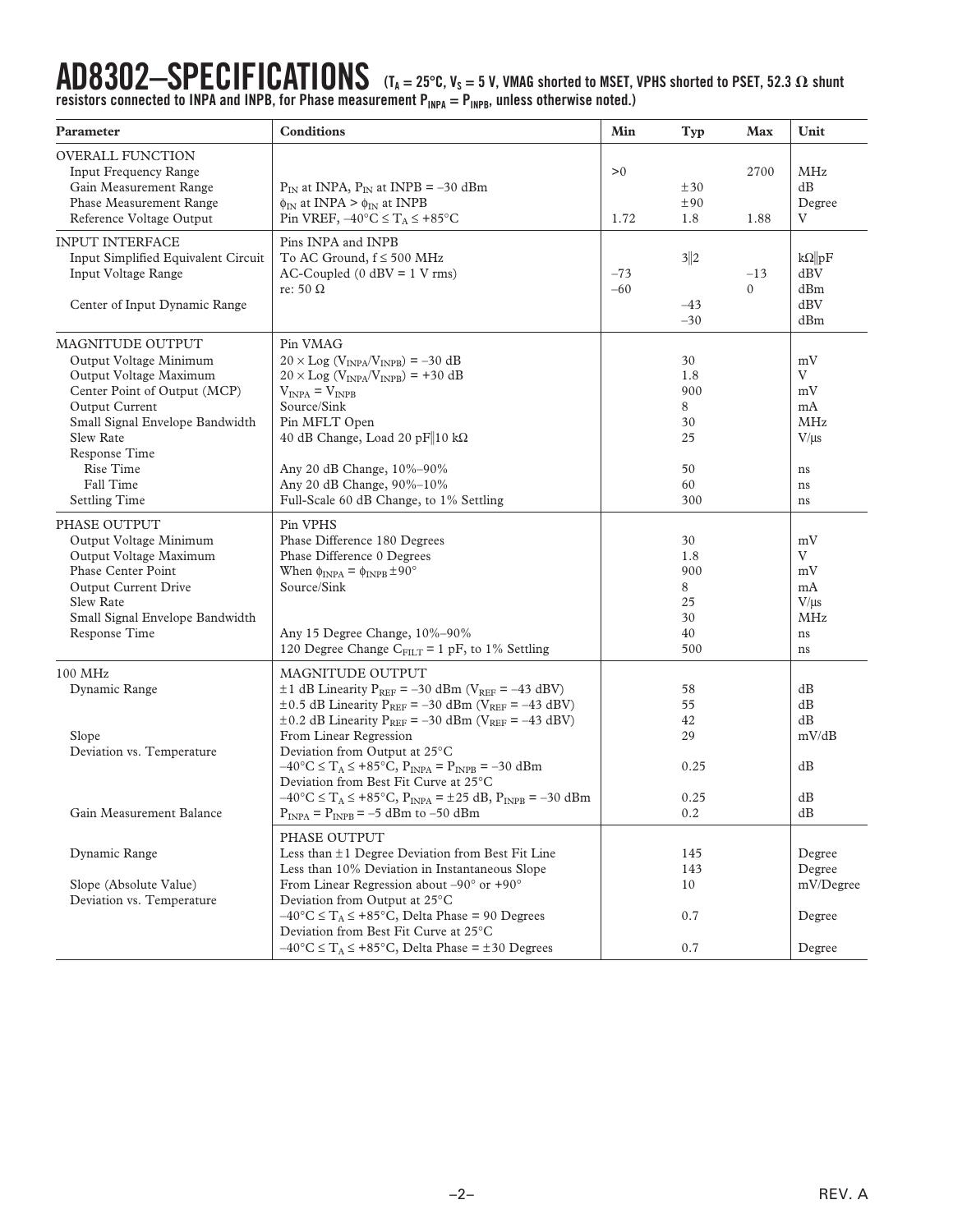# AD8302–SPECIFICATIONS

($T_A$ = 25°C, $V_S$ = 5 V, VMAG shorted to MSET, VPHS shorted to PSET, 52.3 Ω shunt resistors connected to INPA and INPB, for Phase measurement $P_{INPA} = P_{INPB}$, unless otherwise noted.)

| Parameter | Conditions | Min | Typ | Max | Unit |
|---|---|---|---|---|---|
| **OVERALL FUNCTION** | | | | | |
| Input Frequency Range | | >0 | | 2700 | MHz |
| Gain Measurement Range | $P_{IN}$ at INPA, $P_{IN}$ at INPB = –30 dBm | | ±30 | | dB |
| Phase Measurement Range | $\phi_{IN}$ at INPA > $\phi_{IN}$ at INPB | | ±90 | | Degree |
| Reference Voltage Output | Pin VREF, –40°C ≤ $T_A$ ≤ +85°C | 1.72 | 1.8 | 1.88 | V |
| **INPUT INTERFACE** | Pins INPA and INPB | | | | |
| Input Simplified Equivalent Circuit | To AC Ground, f ≤ 500 MHz | | 3‖2 | | kΩ‖pF |
| Input Voltage Range | AC-Coupled (0 dBV = 1 V rms) | –73 | | –13 | dBV |
| | re: 50 Ω | –60 | | 0 | dBm |
| Center of Input Dynamic Range | | | –43 | | dBV |
| | | | –30 | | dBm |
| **MAGNITUDE OUTPUT** | Pin VMAG | | | | |
| Output Voltage Minimum | $20 \times \text{Log}(V_{INPA}/V_{INPB}) = -30$ dB | | 30 | | mV |
| Output Voltage Maximum | $20 \times \text{Log}(V_{INPA}/V_{INPB}) = +30$ dB | | 1.8 | | V |
| Center Point of Output (MCP) | $V_{INPA} = V_{INPB}$ | | 900 | | mV |
| Output Current | Source/Sink | | 8 | | mA |
| Small Signal Envelope Bandwidth | Pin MFLT Open | | 30 | | MHz |
| Slew Rate | 40 dB Change, Load 20 pF‖10 kΩ | | 25 | | V/µs |
| Response Time | | | | | |
| Rise Time | Any 20 dB Change, 10%–90% | | 50 | | ns |
| Fall Time | Any 20 dB Change, 90%–10% | | 60 | | ns |
| Settling Time | Full-Scale 60 dB Change, to 1% Settling | | 300 | | ns |
| **PHASE OUTPUT** | Pin VPHS | | | | |
| Output Voltage Minimum | Phase Difference 180 Degrees | | 30 | | mV |
| Output Voltage Maximum | Phase Difference 0 Degrees | | 1.8 | | V |
| Phase Center Point | When $\phi_{INPA} = \phi_{INPB} \pm 90°$ | | 900 | | mV |
| Output Current Drive | Source/Sink | | 8 | | mA |
| Slew Rate | | | 25 | | V/µs |
| Small Signal Envelope Bandwidth | | | 30 | | MHz |
| Response Time | Any 15 Degree Change, 10%–90% | | 40 | | ns |
| | 120 Degree Change $C_{FILT}$ = 1 pF, to 1% Settling | | 500 | | ns |
| **100 MHz** | MAGNITUDE OUTPUT | | | | |
| Dynamic Range | ±1 dB Linearity $P_{REF}$ = –30 dBm ($V_{REF}$ = –43 dBV) | | 58 | | dB |
| | ±0.5 dB Linearity $P_{REF}$ = –30 dBm ($V_{REF}$ = –43 dBV) | | 55 | | dB |
| | ±0.2 dB Linearity $P_{REF}$ = –30 dBm ($V_{REF}$ = –43 dBV) | | 42 | | dB |
| Slope | From Linear Regression | | 29 | | mV/dB |
| Deviation vs. Temperature | Deviation from Output at 25°C | | | | |
| | –40°C ≤ $T_A$ ≤ +85°C, $P_{INPA} = P_{INPB}$ = –30 dBm | | 0.25 | | dB |
| | Deviation from Best Fit Curve at 25°C | | | | |
| | –40°C ≤ $T_A$ ≤ +85°C, $P_{INPA}$ = ±25 dB, $P_{INPB}$ = –30 dBm | | 0.25 | | dB |
| Gain Measurement Balance | $P_{INPA} = P_{INPB}$ = –5 dBm to –50 dBm | | 0.2 | | dB |
| | PHASE OUTPUT | | | | |
| Dynamic Range | Less than ±1 Degree Deviation from Best Fit Line | | 145 | | Degree |
| | Less than 10% Deviation in Instantaneous Slope | | 143 | | Degree |
| Slope (Absolute Value) | From Linear Regression about –90° or +90° | | 10 | | mV/Degree |
| Deviation vs. Temperature | Deviation from Output at 25°C | | | | |
| | –40°C ≤ $T_A$ ≤ +85°C, Delta Phase = 90 Degrees | | 0.7 | | Degree |
| | Deviation from Best Fit Curve at 25°C | | | | |
| | –40°C ≤ $T_A$ ≤ +85°C, Delta Phase = ±30 Degrees | | 0.7 | | Degree |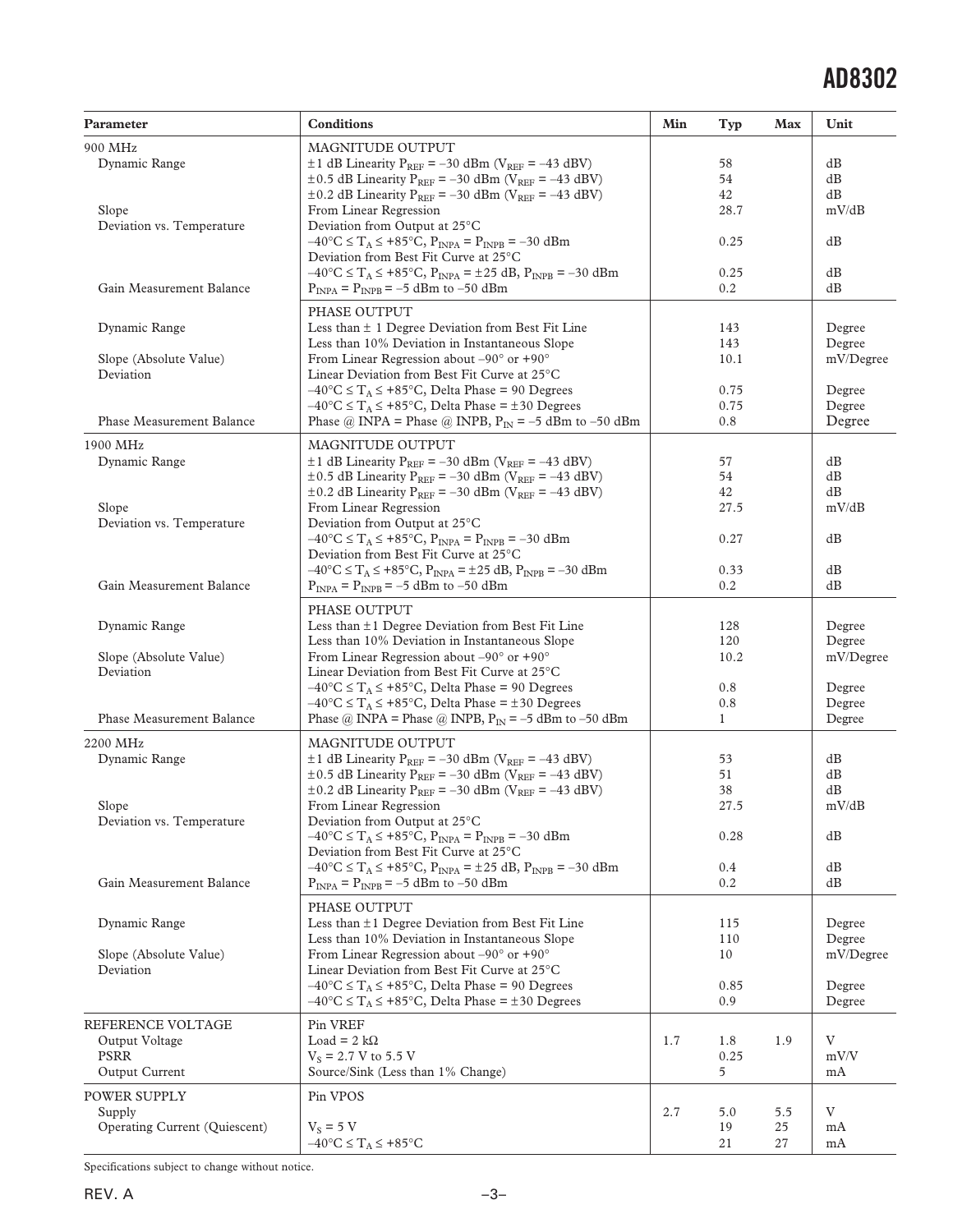| Parameter | Conditions | Min | Typ | Max | Unit |
|---|---|---|---|---|---|
| 900 MHz | MAGNITUDE OUTPUT | | | | |
| Dynamic Range | ±1 dB Linearity $P_{REF}$ = –30 dBm ($V_{REF}$ = –43 dBV) | | 58 | | dB |
| | ±0.5 dB Linearity $P_{REF}$ = –30 dBm ($V_{REF}$ = –43 dBV) | | 54 | | dB |
| | ±0.2 dB Linearity $P_{REF}$ = –30 dBm ($V_{REF}$ = –43 dBV) | | 42 | | dB |
| Slope | From Linear Regression | | 28.7 | | mV/dB |
| Deviation vs. Temperature | Deviation from Output at 25°C | | | | |
| | –40°C ≤ $T_A$ ≤ +85°C, $P_{INPA}$ = $P_{INPB}$ = –30 dBm | | 0.25 | | dB |
| | Deviation from Best Fit Curve at 25°C | | | | |
| | –40°C ≤ $T_A$ ≤ +85°C, $P_{INPA}$ = ±25 dB, $P_{INPB}$ = –30 dBm | | 0.25 | | dB |
| Gain Measurement Balance | $P_{INPA}$ = $P_{INPB}$ = –5 dBm to –50 dBm | | 0.2 | | dB |
| | PHASE OUTPUT | | | | |
| Dynamic Range | Less than ± 1 Degree Deviation from Best Fit Line | | 143 | | Degree |
| | Less than 10% Deviation in Instantaneous Slope | | 143 | | Degree |
| Slope (Absolute Value) | From Linear Regression about –90° or +90° | | 10.1 | | mV/Degree |
| Deviation | Linear Deviation from Best Fit Curve at 25°C | | | | |
| | –40°C ≤ $T_A$ ≤ +85°C, Delta Phase = 90 Degrees | | 0.75 | | Degree |
| | –40°C ≤ $T_A$ ≤ +85°C, Delta Phase = ±30 Degrees | | 0.75 | | Degree |
| Phase Measurement Balance | Phase @ INPA = Phase @ INPB, $P_{IN}$ = –5 dBm to –50 dBm | | 0.8 | | Degree |
| 1900 MHz | MAGNITUDE OUTPUT | | | | |
| Dynamic Range | ±1 dB Linearity $P_{REF}$ = –30 dBm ($V_{REF}$ = –43 dBV) | | 57 | | dB |
| | ±0.5 dB Linearity $P_{REF}$ = –30 dBm ($V_{REF}$ = –43 dBV) | | 54 | | dB |
| | ±0.2 dB Linearity $P_{REF}$ = –30 dBm ($V_{REF}$ = –43 dBV) | | 42 | | dB |
| Slope | From Linear Regression | | 27.5 | | mV/dB |
| Deviation vs. Temperature | Deviation from Output at 25°C | | | | |
| | –40°C ≤ $T_A$ ≤ +85°C, $P_{INPA}$ = $P_{INPB}$ = –30 dBm | | 0.27 | | dB |
| | Deviation from Best Fit Curve at 25°C | | | | |
| | –40°C ≤ $T_A$ ≤ +85°C, $P_{INPA}$ = ±25 dB, $P_{INPB}$ = –30 dBm | | 0.33 | | dB |
| Gain Measurement Balance | $P_{INPA}$ = $P_{INPB}$ = –5 dBm to –50 dBm | | 0.2 | | dB |
| | PHASE OUTPUT | | | | |
| Dynamic Range | Less than ±1 Degree Deviation from Best Fit Line | | 128 | | Degree |
| | Less than 10% Deviation in Instantaneous Slope | | 120 | | Degree |
| Slope (Absolute Value) | From Linear Regression about –90° or +90° | | 10.2 | | mV/Degree |
| Deviation | Linear Deviation from Best Fit Curve at 25°C | | | | |
| | –40°C ≤ $T_A$ ≤ +85°C, Delta Phase = 90 Degrees | | 0.8 | | Degree |
| | –40°C ≤ $T_A$ ≤ +85°C, Delta Phase = ±30 Degrees | | 0.8 | | Degree |
| Phase Measurement Balance | Phase @ INPA = Phase @ INPB, $P_{IN}$ = –5 dBm to –50 dBm | | 1 | | Degree |
| 2200 MHz | MAGNITUDE OUTPUT | | | | |
| Dynamic Range | ±1 dB Linearity $P_{REF}$ = –30 dBm ($V_{REF}$ = –43 dBV) | | 53 | | dB |
| | ±0.5 dB Linearity $P_{REF}$ = –30 dBm ($V_{REF}$ = –43 dBV) | | 51 | | dB |
| | ±0.2 dB Linearity $P_{REF}$ = –30 dBm ($V_{REF}$ = –43 dBV) | | 38 | | dB |
| Slope | From Linear Regression | | 27.5 | | mV/dB |
| Deviation vs. Temperature | Deviation from Output at 25°C | | | | |
| | –40°C ≤ $T_A$ ≤ +85°C, $P_{INPA}$ = $P_{INPB}$ = –30 dBm | | 0.28 | | dB |
| | Deviation from Best Fit Curve at 25°C | | | | |
| | –40°C ≤ $T_A$ ≤ +85°C, $P_{INPA}$ = ±25 dB, $P_{INPB}$ = –30 dBm | | 0.4 | | dB |
| Gain Measurement Balance | $P_{INPA}$ = $P_{INPB}$ = –5 dBm to –50 dBm | | 0.2 | | dB |
| | PHASE OUTPUT | | | | |
| Dynamic Range | Less than ±1 Degree Deviation from Best Fit Line | | 115 | | Degree |
| | Less than 10% Deviation in Instantaneous Slope | | 110 | | Degree |
| Slope (Absolute Value) | From Linear Regression about –90° or +90° | | 10 | | mV/Degree |
| Deviation | Linear Deviation from Best Fit Curve at 25°C | | | | |
| | –40°C ≤ $T_A$ ≤ +85°C, Delta Phase = 90 Degrees | | 0.85 | | Degree |
| | –40°C ≤ $T_A$ ≤ +85°C, Delta Phase = ±30 Degrees | | 0.9 | | Degree |
| REFERENCE VOLTAGE | Pin VREF | | | | |
| Output Voltage | Load = 2 kΩ | 1.7 | 1.8 | 1.9 | V |
| PSRR | $V_S$ = 2.7 V to 5.5 V | | 0.25 | | mV/V |
| Output Current | Source/Sink (Less than 1% Change) | | 5 | | mA |
| POWER SUPPLY | Pin VPOS | | | | |
| Supply | | 2.7 | 5.0 | 5.5 | V |
| Operating Current (Quiescent) | $V_S$ = 5 V | | 19 | 25 | mA |
| | –40°C ≤ $T_A$ ≤ +85°C | | 21 | 27 | mA |

Specifications subject to change without notice.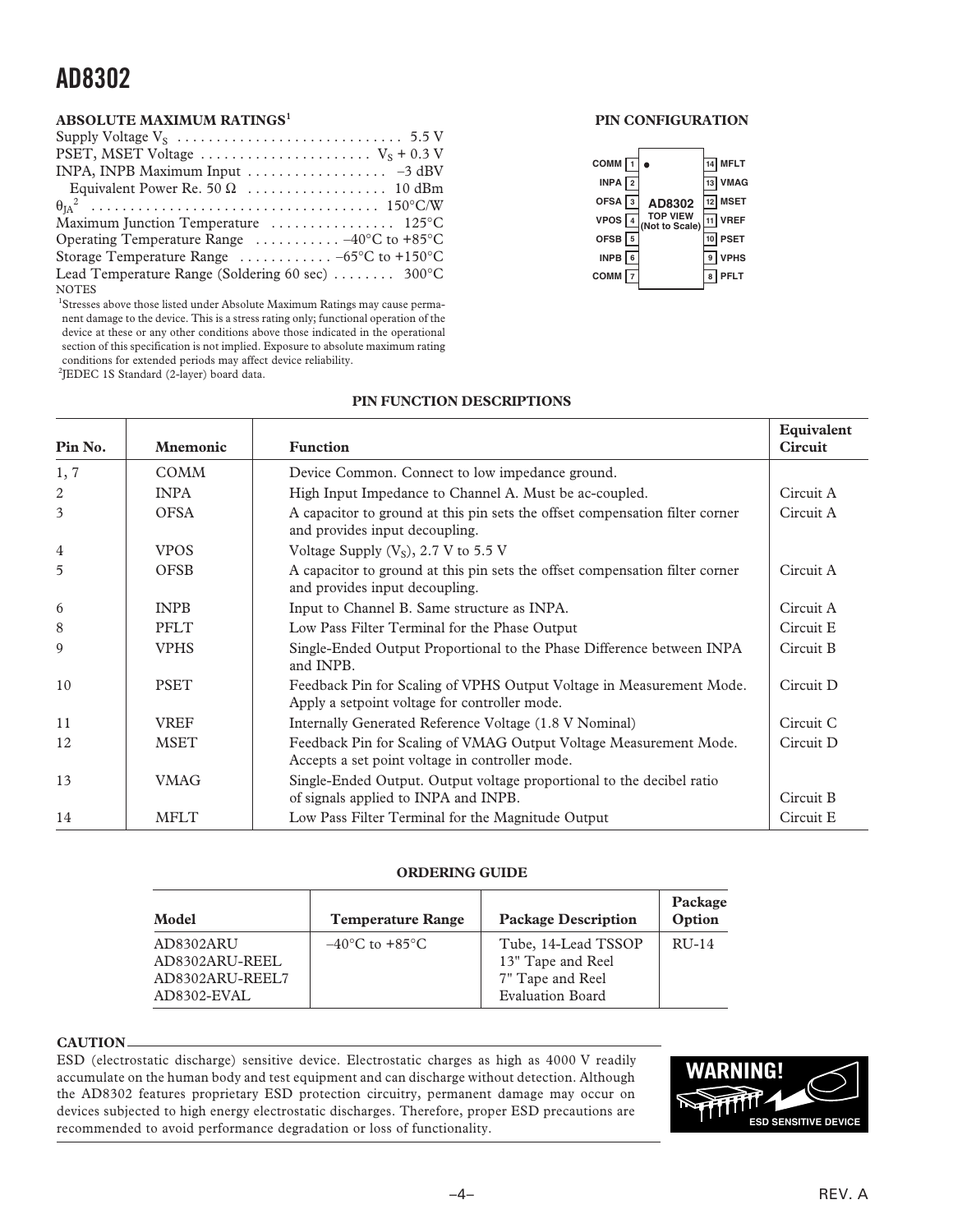## ABSOLUTE MAXIMUM RATINGS[1]

Supply Voltage $V_S$ . . . . . . . . . . . . . . . . . . . . . . . . . . . . . 5.5 V
PSET, MSET Voltage . . . . . . . . . . . . . . . . . . . . . . $V_S$ + 0.3 V
INPA, INPB Maximum Input . . . . . . . . . . . . . . . . . . –3 dBV
  Equivalent Power Re. 50 Ω . . . . . . . . . . . . . . . . . . 10 dBm
$\theta_{JA}$[2] . . . . . . . . . . . . . . . . . . . . . . . . . . . . . . . . . . . . . 150°C/W
Maximum Junction Temperature . . . . . . . . . . . . . . . . 125°C
Operating Temperature Range . . . . . . . . . . . –40°C to +85°C
Storage Temperature Range . . . . . . . . . . . . –65°C to +150°C
Lead Temperature Range (Soldering 60 sec) . . . . . . . . 300°C

NOTES

[1]Stresses above those listed under Absolute Maximum Ratings may cause permanent damage to the device. This is a stress rating only; functional operation of the device at these or any other conditions above those indicated in the operational section of this specification is not implied. Exposure to absolute maximum rating conditions for extended periods may affect device reliability.

[2]JEDEC 1S Standard (2-layer) board data.

## PIN CONFIGURATION

| Pin | Name | | Pin | Name |
|---|---|---|---|---|
| 1 | COMM | AD8302 TOP VIEW (Not to Scale) | 14 | MFLT |
| 2 | INPA | | 13 | VMAG |
| 3 | OFSA | | 12 | MSET |
| 4 | VPOS | | 11 | VREF |
| 5 | OFSB | | 10 | PSET |
| 6 | INPB | | 9 | VPHS |
| 7 | COMM | | 8 | PFLT |

## PIN FUNCTION DESCRIPTIONS

| Pin No. | Mnemonic | Function | Equivalent Circuit |
|---|---|---|---|
| 1, 7 | COMM | Device Common. Connect to low impedance ground. | |
| 2 | INPA | High Input Impedance to Channel A. Must be ac-coupled. | Circuit A |
| 3 | OFSA | A capacitor to ground at this pin sets the offset compensation filter corner and provides input decoupling. | Circuit A |
| 4 | VPOS | Voltage Supply ($V_S$), 2.7 V to 5.5 V | |
| 5 | OFSB | A capacitor to ground at this pin sets the offset compensation filter corner and provides input decoupling. | Circuit A |
| 6 | INPB | Input to Channel B. Same structure as INPA. | Circuit A |
| 8 | PFLT | Low Pass Filter Terminal for the Phase Output | Circuit E |
| 9 | VPHS | Single-Ended Output Proportional to the Phase Difference between INPA and INPB. | Circuit B |
| 10 | PSET | Feedback Pin for Scaling of VPHS Output Voltage in Measurement Mode. Apply a setpoint voltage for controller mode. | Circuit D |
| 11 | VREF | Internally Generated Reference Voltage (1.8 V Nominal) | Circuit C |
| 12 | MSET | Feedback Pin for Scaling of VMAG Output Voltage Measurement Mode. Accepts a set point voltage in controller mode. | Circuit D |
| 13 | VMAG | Single-Ended Output. Output voltage proportional to the decibel ratio of signals applied to INPA and INPB. | Circuit B |
| 14 | MFLT | Low Pass Filter Terminal for the Magnitude Output | Circuit E |

## ORDERING GUIDE

| Model | Temperature Range | Package Description | Package Option |
|---|---|---|---|
| AD8302ARU | –40°C to +85°C | Tube, 14-Lead TSSOP | RU-14 |
| AD8302ARU-REEL | | 13" Tape and Reel | |
| AD8302ARU-REEL7 | | 7" Tape and Reel | |
| AD8302-EVAL | | Evaluation Board | |

## CAUTION

ESD (electrostatic discharge) sensitive device. Electrostatic charges as high as 4000 V readily accumulate on the human body and test equipment and can discharge without detection. Although the AD8302 features proprietary ESD protection circuitry, permanent damage may occur on devices subjected to high energy electrostatic discharges. Therefore, proper ESD precautions are recommended to avoid performance degradation or loss of functionality.

WARNING! ESD SENSITIVE DEVICE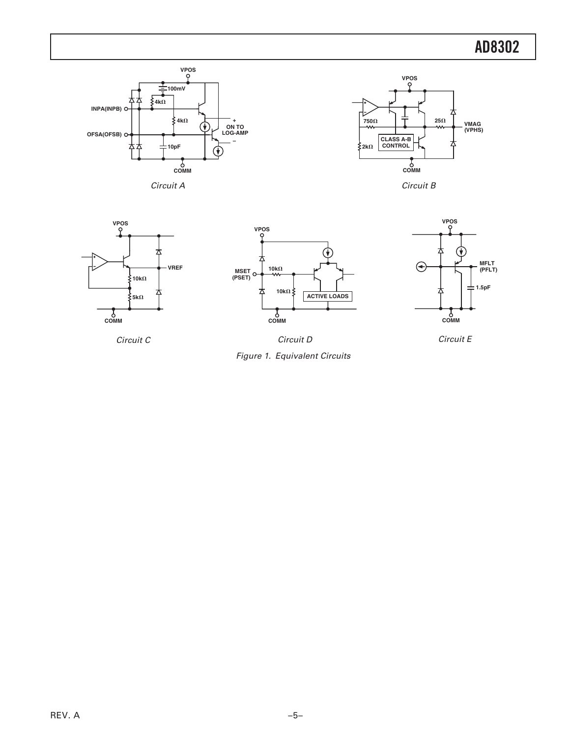VPOS

100mV

4kΩ

INPA(INPB)

4kΩ

\+
ON TO
LOG-AMP
–

OFSA(OFSB)

10pF

COMM

*Circuit A*

VPOS

750Ω

25Ω

VMAG
(VPHS)

CLASS A-B
CONTROL

2kΩ

COMM

*Circuit B*

VPOS

VREF

10kΩ

5kΩ

COMM

*Circuit C*

VPOS

MSET
(PSET)

10kΩ

10kΩ

ACTIVE LOADS

COMM

*Circuit D*

VPOS

MFLT
(PFLT)

1.5pF

COMM

*Circuit E*

*Figure 1. Equivalent Circuits*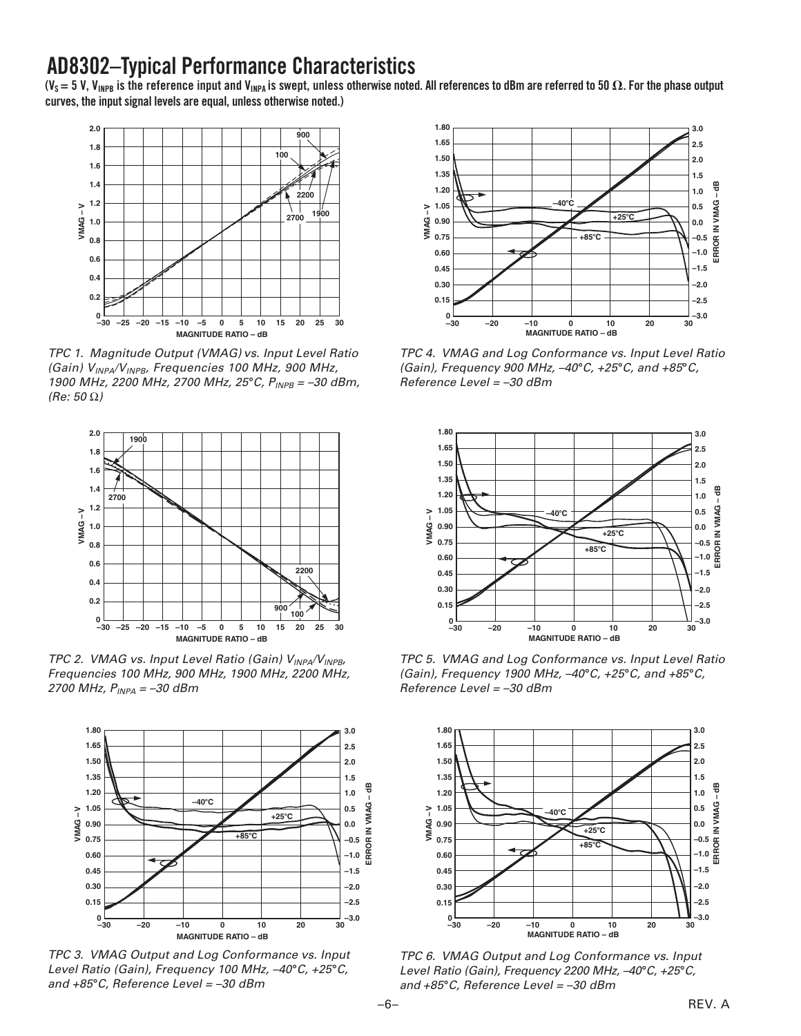# AD8302–Typical Performance Characteristics

**($V_S$ = 5 V, $V_{INPB}$ is the reference input and $V_{INPA}$ is swept, unless otherwise noted. All references to dBm are referred to 50 Ω. For the phase output curves, the input signal levels are equal, unless otherwise noted.)**

*TPC 1. Magnitude Output (VMAG) vs. Input Level Ratio (Gain) $V_{INPA}/V_{INPB}$, Frequencies 100 MHz, 900 MHz, 1900 MHz, 2200 MHz, 2700 MHz, 25°C, $P_{INPB}$ = –30 dBm, (Re: 50 Ω)*

*TPC 2. VMAG vs. Input Level Ratio (Gain) $V_{INPA}/V_{INPB}$, Frequencies 100 MHz, 900 MHz, 1900 MHz, 2200 MHz, 2700 MHz, $P_{INPA}$ = –30 dBm*

*TPC 3. VMAG Output and Log Conformance vs. Input Level Ratio (Gain), Frequency 100 MHz, –40°C, +25°C, and +85°C, Reference Level = –30 dBm*

*TPC 4. VMAG and Log Conformance vs. Input Level Ratio (Gain), Frequency 900 MHz, –40°C, +25°C, and +85°C, Reference Level = –30 dBm*

*TPC 5. VMAG and Log Conformance vs. Input Level Ratio (Gain), Frequency 1900 MHz, –40°C, +25°C, and +85°C, Reference Level = –30 dBm*

*TPC 6. VMAG Output and Log Conformance vs. Input Level Ratio (Gain), Frequency 2200 MHz, –40°C, +25°C, and +85°C, Reference Level = –30 dBm*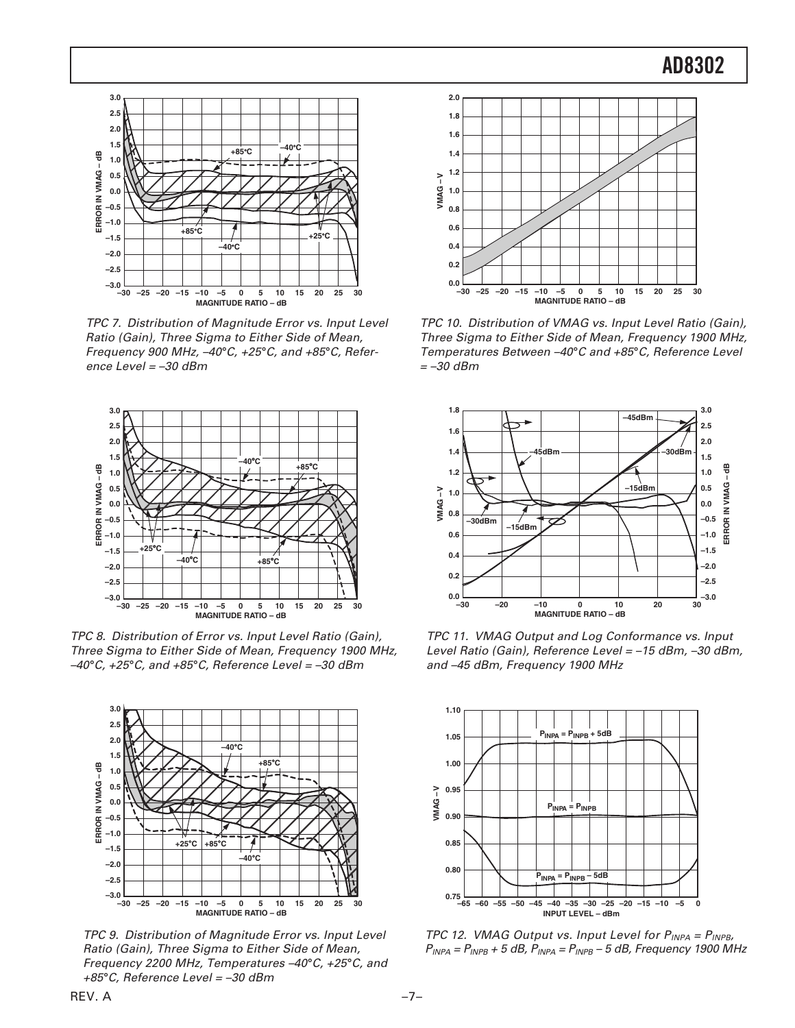TPC 7. Distribution of Magnitude Error vs. Input Level Ratio (Gain), Three Sigma to Either Side of Mean, Frequency 900 MHz, –40°C, +25°C, and +85°C, Reference Level = –30 dBm

TPC 10. Distribution of VMAG vs. Input Level Ratio (Gain), Three Sigma to Either Side of Mean, Frequency 1900 MHz, Temperatures Between –40°C and +85°C, Reference Level = –30 dBm

TPC 8. Distribution of Error vs. Input Level Ratio (Gain), Three Sigma to Either Side of Mean, Frequency 1900 MHz, –40°C, +25°C, and +85°C, Reference Level = –30 dBm

TPC 11. VMAG Output and Log Conformance vs. Input Level Ratio (Gain), Reference Level = –15 dBm, –30 dBm, and –45 dBm, Frequency 1900 MHz

TPC 9. Distribution of Magnitude Error vs. Input Level Ratio (Gain), Three Sigma to Either Side of Mean, Frequency 2200 MHz, Temperatures –40°C, +25°C, and +85°C, Reference Level = –30 dBm

TPC 12. VMAG Output vs. Input Level for $P_{INPA} = P_{INPB}$, $P_{INPA} = P_{INPB} + 5$ dB, $P_{INPA} = P_{INPB} – 5$ dB, Frequency 1900 MHz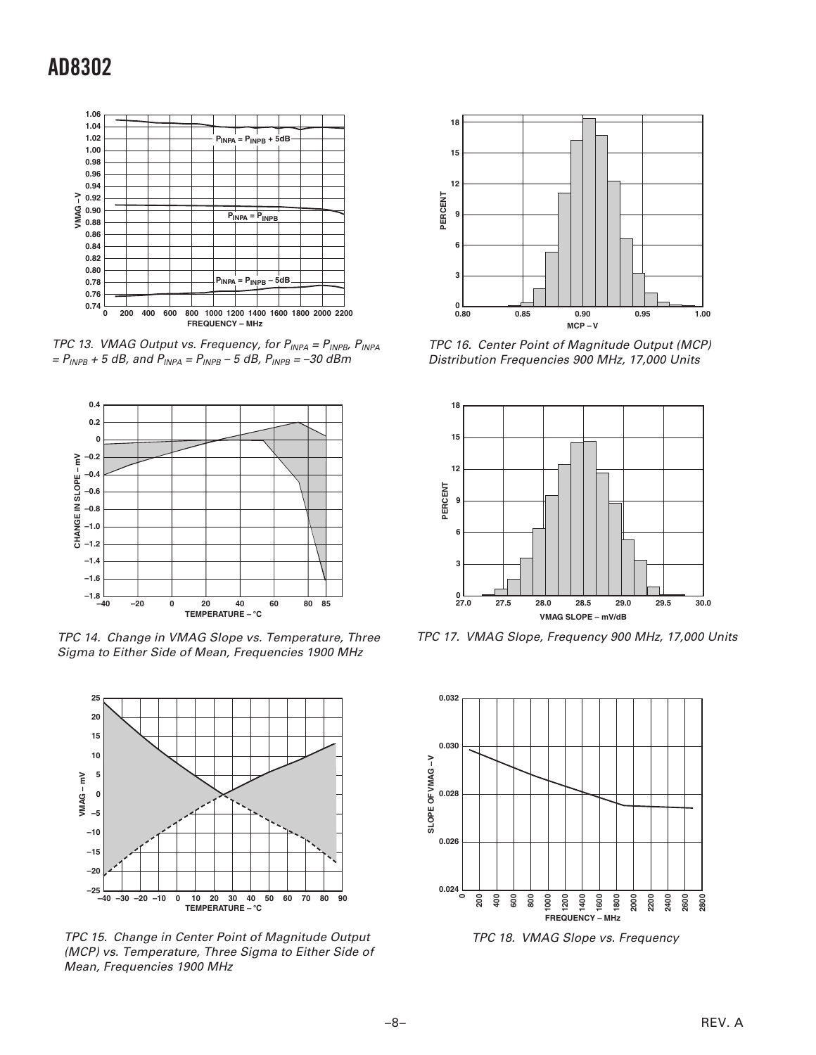TPC 13. VMAG Output vs. Frequency, for $P_{INPA} = P_{INPB}$, $P_{INPA} = P_{INPB} + 5$ dB, and $P_{INPA} = P_{INPB} – 5$ dB, $P_{INPB} = –30$ dBm

TPC 14. Change in VMAG Slope vs. Temperature, Three Sigma to Either Side of Mean, Frequencies 1900 MHz

TPC 15. Change in Center Point of Magnitude Output (MCP) vs. Temperature, Three Sigma to Either Side of Mean, Frequencies 1900 MHz

TPC 16. Center Point of Magnitude Output (MCP) Distribution Frequencies 900 MHz, 17,000 Units

TPC 17. VMAG Slope, Frequency 900 MHz, 17,000 Units

TPC 18. VMAG Slope vs. Frequency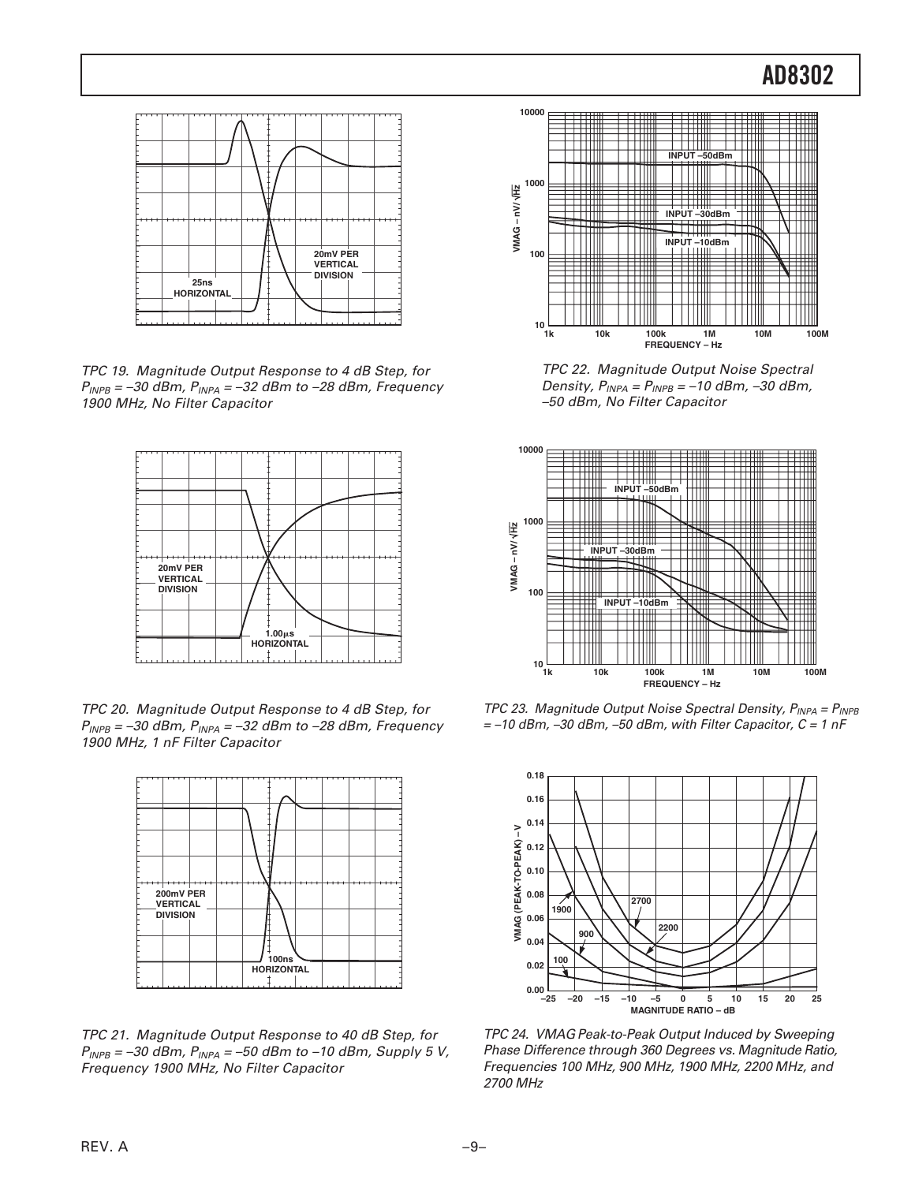TPC 19. Magnitude Output Response to 4 dB Step, for $P_{INPB}$ = –30 dBm, $P_{INPA}$ = –32 dBm to –28 dBm, Frequency 1900 MHz, No Filter Capacitor

TPC 20. Magnitude Output Response to 4 dB Step, for $P_{INPB}$ = –30 dBm, $P_{INPA}$ = –32 dBm to –28 dBm, Frequency 1900 MHz, 1 nF Filter Capacitor

TPC 21. Magnitude Output Response to 40 dB Step, for $P_{INPB}$ = –30 dBm, $P_{INPA}$ = –50 dBm to –10 dBm, Supply 5 V, Frequency 1900 MHz, No Filter Capacitor

TPC 22. Magnitude Output Noise Spectral Density, $P_{INPA}$ = $P_{INPB}$ = –10 dBm, –30 dBm, –50 dBm, No Filter Capacitor

TPC 23. Magnitude Output Noise Spectral Density, $P_{INPA}$ = $P_{INPB}$ = –10 dBm, –30 dBm, –50 dBm, with Filter Capacitor, C = 1 nF

TPC 24. VMAG Peak-to-Peak Output Induced by Sweeping Phase Difference through 360 Degrees vs. Magnitude Ratio, Frequencies 100 MHz, 900 MHz, 1900 MHz, 2200 MHz, and 2700 MHz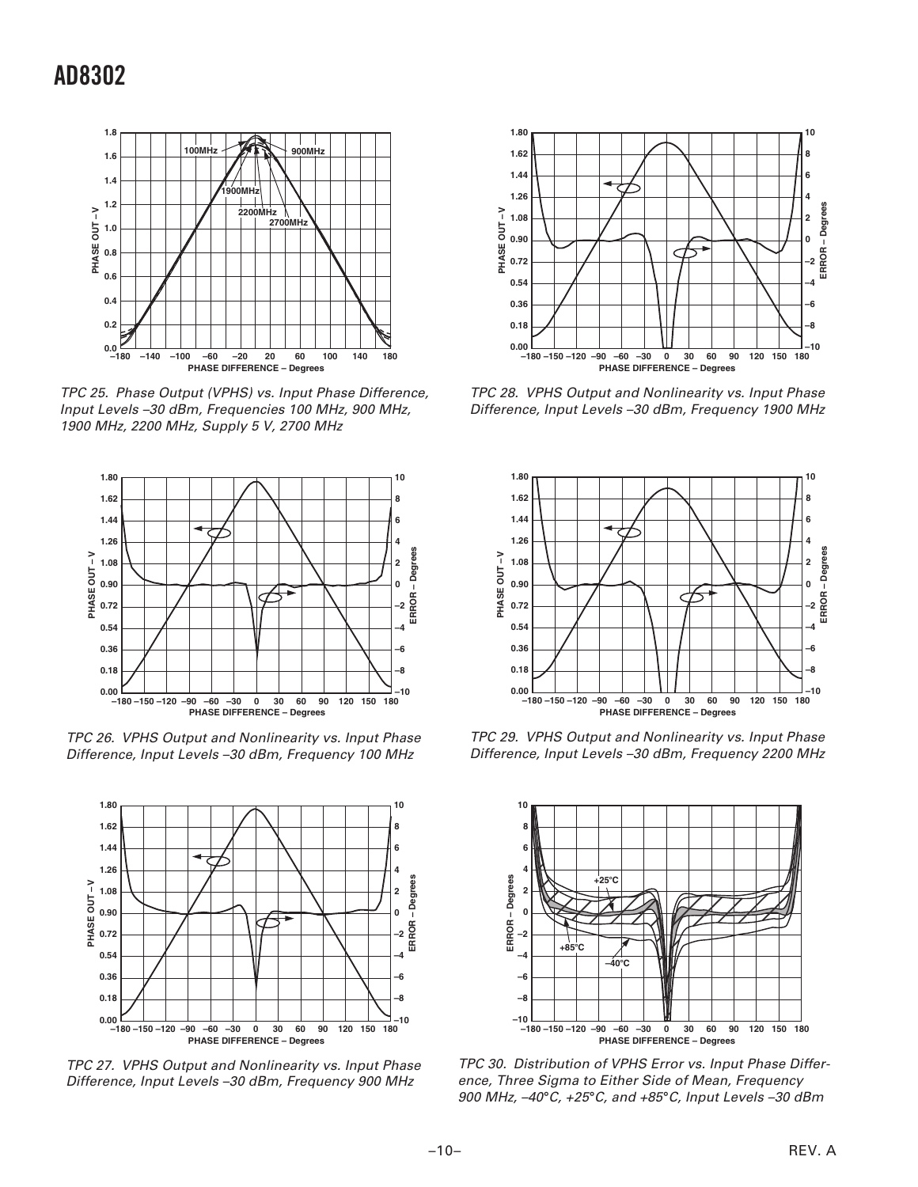TPC 25. Phase Output (VPHS) vs. Input Phase Difference, Input Levels –30 dBm, Frequencies 100 MHz, 900 MHz, 1900 MHz, 2200 MHz, Supply 5 V, 2700 MHz

TPC 26. VPHS Output and Nonlinearity vs. Input Phase Difference, Input Levels –30 dBm, Frequency 100 MHz

TPC 27. VPHS Output and Nonlinearity vs. Input Phase Difference, Input Levels –30 dBm, Frequency 900 MHz

TPC 28. VPHS Output and Nonlinearity vs. Input Phase Difference, Input Levels –30 dBm, Frequency 1900 MHz

TPC 29. VPHS Output and Nonlinearity vs. Input Phase Difference, Input Levels –30 dBm, Frequency 2200 MHz

TPC 30. Distribution of VPHS Error vs. Input Phase Difference, Three Sigma to Either Side of Mean, Frequency 900 MHz, –40°C, +25°C, and +85°C, Input Levels –30 dBm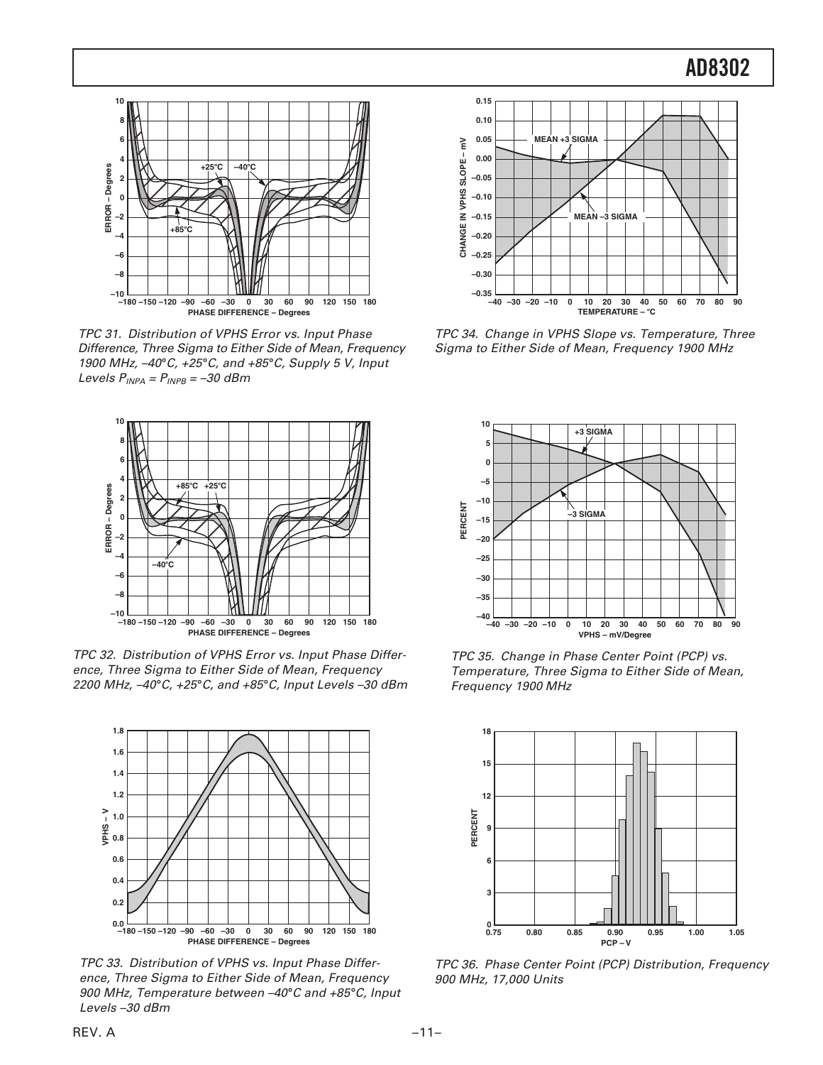TPC 31. Distribution of VPHS Error vs. Input Phase Difference, Three Sigma to Either Side of Mean, Frequency 1900 MHz, –40°C, +25°C, and +85°C, Supply 5 V, Input Levels $P_{INPA} = P_{INPB} = –30$ dBm

TPC 32. Distribution of VPHS Error vs. Input Phase Difference, Three Sigma to Either Side of Mean, Frequency 2200 MHz, –40°C, +25°C, and +85°C, Input Levels –30 dBm

TPC 33. Distribution of VPHS vs. Input Phase Difference, Three Sigma to Either Side of Mean, Frequency 900 MHz, Temperature between –40°C and +85°C, Input Levels –30 dBm

TPC 34. Change in VPHS Slope vs. Temperature, Three Sigma to Either Side of Mean, Frequency 1900 MHz

TPC 35. Change in Phase Center Point (PCP) vs. Temperature, Three Sigma to Either Side of Mean, Frequency 1900 MHz

TPC 36. Phase Center Point (PCP) Distribution, Frequency 900 MHz, 17,000 Units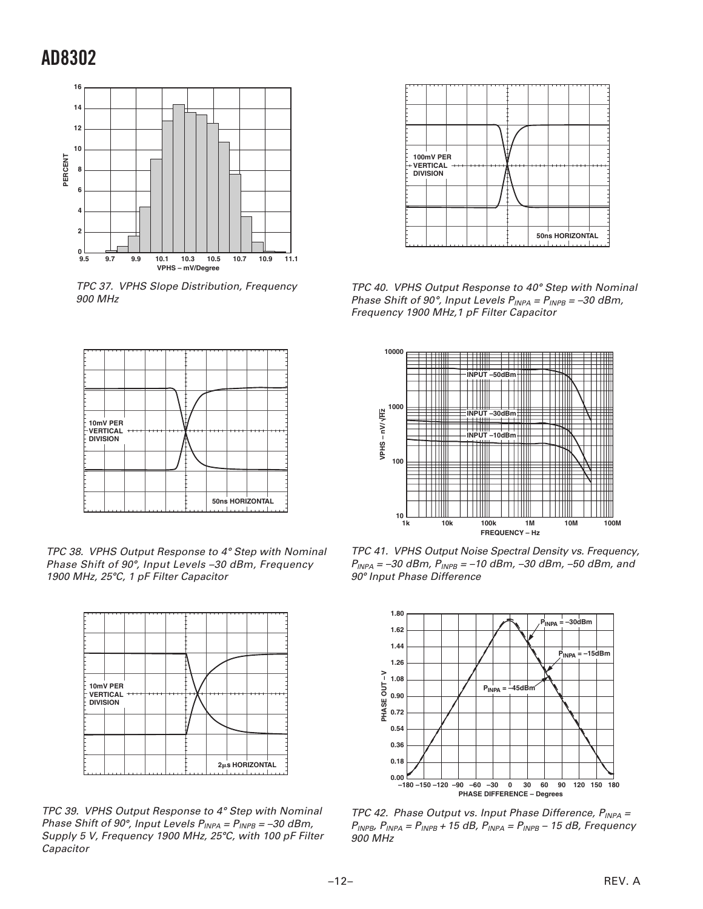TPC 37. VPHS Slope Distribution, Frequency 900 MHz

TPC 38. VPHS Output Response to 4° Step with Nominal Phase Shift of 90°, Input Levels –30 dBm, Frequency 1900 MHz, 25°C, 1 pF Filter Capacitor

TPC 39. VPHS Output Response to 4° Step with Nominal Phase Shift of 90°, Input Levels $P_{INPA} = P_{INPB} = -30$ dBm, Supply 5 V, Frequency 1900 MHz, 25°C, with 100 pF Filter Capacitor

TPC 40. VPHS Output Response to 40° Step with Nominal Phase Shift of 90°, Input Levels $P_{INPA} = P_{INPB} = -30$ dBm, Frequency 1900 MHz,1 pF Filter Capacitor

TPC 41. VPHS Output Noise Spectral Density vs. Frequency, $P_{INPA} = -30$ dBm, $P_{INPB} = -10$ dBm, –30 dBm, –50 dBm, and 90° Input Phase Difference

TPC 42. Phase Output vs. Input Phase Difference, $P_{INPA} = P_{INPB}$, $P_{INPA} = P_{INPB} + 15$ dB, $P_{INPA} = P_{INPB} - 15$ dB, Frequency 900 MHz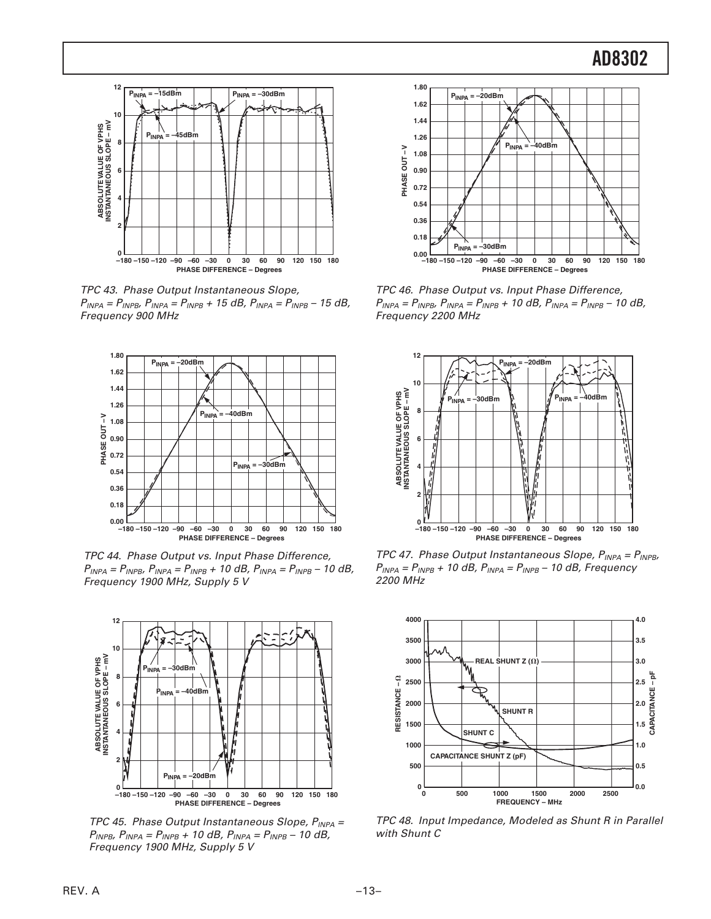TPC 43. Phase Output Instantaneous Slope, $P_{INPA} = P_{INPB}$, $P_{INPA} = P_{INPB} + 15$ dB, $P_{INPA} = P_{INPB} - 15$ dB, Frequency 900 MHz

TPC 44. Phase Output vs. Input Phase Difference, $P_{INPA} = P_{INPB}$, $P_{INPA} = P_{INPB} + 10$ dB, $P_{INPA} = P_{INPB} - 10$ dB, Frequency 1900 MHz, Supply 5 V

TPC 45. Phase Output Instantaneous Slope, $P_{INPA} = P_{INPB}$, $P_{INPA} = P_{INPB} + 10$ dB, $P_{INPA} = P_{INPB} - 10$ dB, Frequency 1900 MHz, Supply 5 V

TPC 46. Phase Output vs. Input Phase Difference, $P_{INPA} = P_{INPB}$, $P_{INPA} = P_{INPB} + 10$ dB, $P_{INPA} = P_{INPB} - 10$ dB, Frequency 2200 MHz

TPC 47. Phase Output Instantaneous Slope, $P_{INPA} = P_{INPB}$, $P_{INPA} = P_{INPB} + 10$ dB, $P_{INPA} = P_{INPB} - 10$ dB, Frequency 2200 MHz

TPC 48. Input Impedance, Modeled as Shunt R in Parallel with Shunt C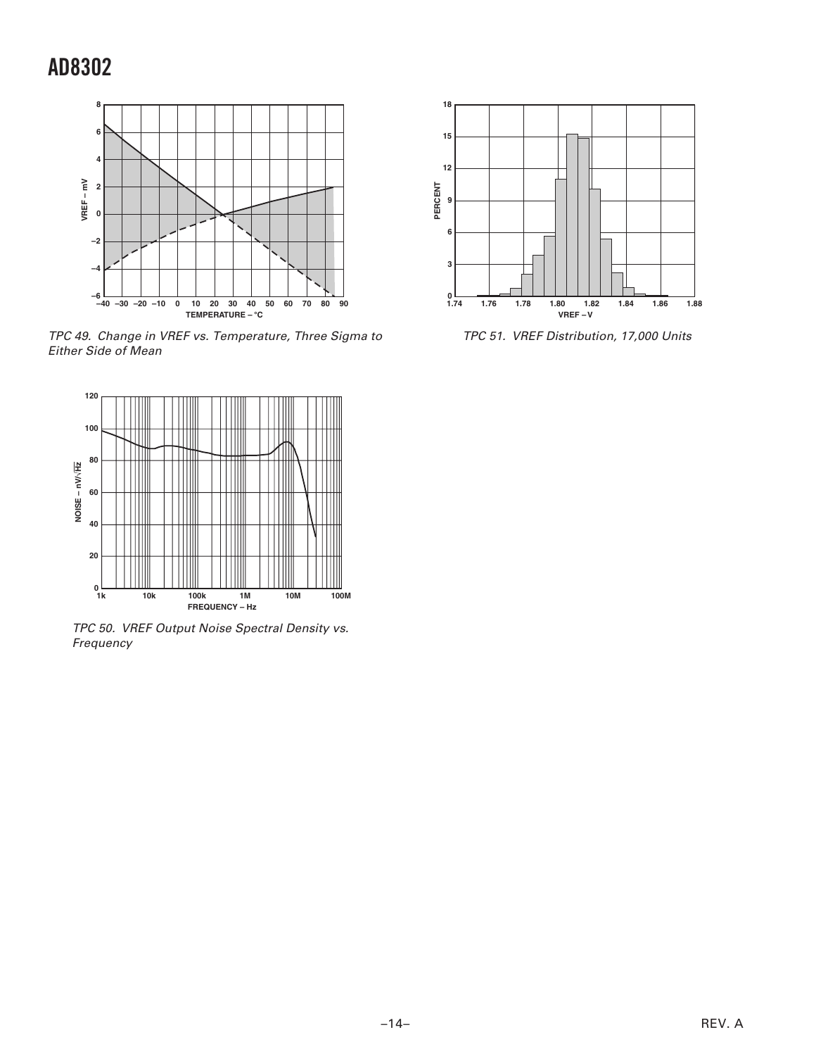TPC 49. Change in VREF vs. Temperature, Three Sigma to Either Side of Mean

TPC 50. VREF Output Noise Spectral Density vs. Frequency

TPC 51. VREF Distribution, 17,000 Units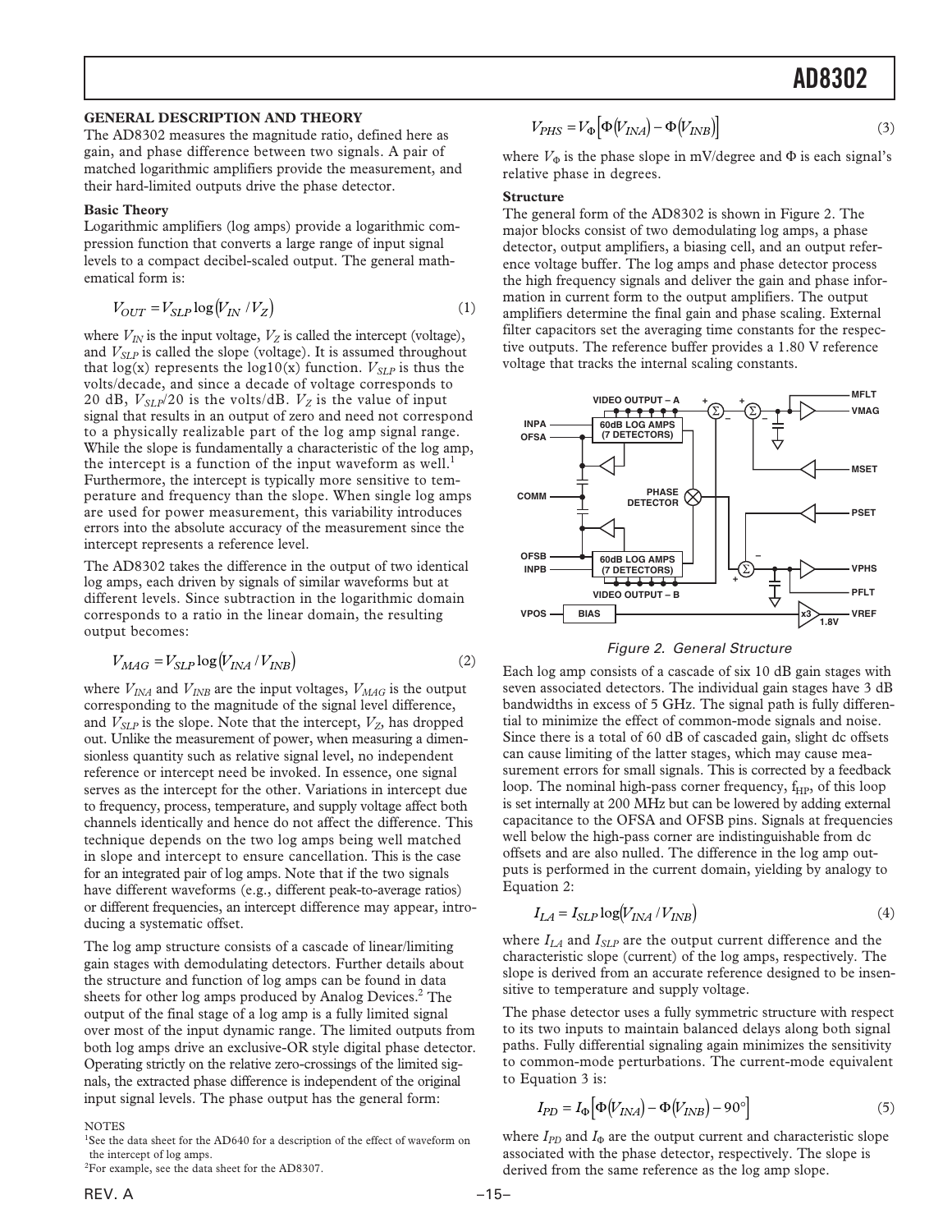## GENERAL DESCRIPTION AND THEORY

The AD8302 measures the magnitude ratio, defined here as gain, and phase difference between two signals. A pair of matched logarithmic amplifiers provide the measurement, and their hard-limited outputs drive the phase detector.

### Basic Theory

Logarithmic amplifiers (log amps) provide a logarithmic compression function that converts a large range of input signal levels to a compact decibel-scaled output. The general mathematical form is:

$$V_{OUT} = V_{SLP} \log(V_{IN} / V_Z) \tag{1}$$

where $V_{IN}$ is the input voltage, $V_Z$ is called the intercept (voltage), and $V_{SLP}$ is called the slope (voltage). It is assumed throughout that log(x) represents the log10(x) function. $V_{SLP}$ is thus the volts/decade, and since a decade of voltage corresponds to 20 dB, $V_{SLP}/20$ is the volts/dB. $V_Z$ is the value of input signal that results in an output of zero and need not correspond to a physically realizable part of the log amp signal range. While the slope is fundamentally a characteristic of the log amp, the intercept is a function of the input waveform as well.[1] Furthermore, the intercept is typically more sensitive to temperature and frequency than the slope. When single log amps are used for power measurement, this variability introduces errors into the absolute accuracy of the measurement since the intercept represents a reference level.

The AD8302 takes the difference in the output of two identical log amps, each driven by signals of similar waveforms but at different levels. Since subtraction in the logarithmic domain corresponds to a ratio in the linear domain, the resulting output becomes:

$$V_{MAG} = V_{SLP} \log(V_{INA} / V_{INB}) \tag{2}$$

where $V_{INA}$ and $V_{INB}$ are the input voltages, $V_{MAG}$ is the output corresponding to the magnitude of the signal level difference, and $V_{SLP}$ is the slope. Note that the intercept, $V_Z$, has dropped out. Unlike the measurement of power, when measuring a dimensionless quantity such as relative signal level, no independent reference or intercept need be invoked. In essence, one signal serves as the intercept for the other. Variations in intercept due to frequency, process, temperature, and supply voltage affect both channels identically and hence do not affect the difference. This technique depends on the two log amps being well matched in slope and intercept to ensure cancellation. This is the case for an integrated pair of log amps. Note that if the two signals have different waveforms (e.g., different peak-to-average ratios) or different frequencies, an intercept difference may appear, introducing a systematic offset.

The log amp structure consists of a cascade of linear/limiting gain stages with demodulating detectors. Further details about the structure and function of log amps can be found in data sheets for other log amps produced by Analog Devices.[2] The output of the final stage of a log amp is a fully limited signal over most of the input dynamic range. The limited outputs from both log amps drive an exclusive-OR style digital phase detector. Operating strictly on the relative zero-crossings of the limited signals, the extracted phase difference is independent of the original input signal levels. The phase output has the general form:

$$V_{PHS} = V_{\Phi} \left[ \Phi(V_{INA}) - \Phi(V_{INB}) \right] \tag{3}$$

where $V_{\Phi}$ is the phase slope in mV/degree and $\Phi$ is each signal's relative phase in degrees.

### Structure

The general form of the AD8302 is shown in Figure 2. The major blocks consist of two demodulating log amps, a phase detector, output amplifiers, a biasing cell, and an output reference voltage buffer. The log amps and phase detector process the high frequency signals and deliver the gain and phase information in current form to the output amplifiers. The output amplifiers determine the final gain and phase scaling. External filter capacitors set the averaging time constants for the respective outputs. The reference buffer provides a 1.80 V reference voltage that tracks the internal scaling constants.

Figure 2. General Structure

Each log amp consists of a cascade of six 10 dB gain stages with seven associated detectors. The individual gain stages have 3 dB bandwidths in excess of 5 GHz. The signal path is fully differential to minimize the effect of common-mode signals and noise. Since there is a total of 60 dB of cascaded gain, slight dc offsets can cause limiting of the latter stages, which may cause measurement errors for small signals. This is corrected by a feedback loop. The nominal high-pass corner frequency, $f_{HP}$, of this loop is set internally at 200 MHz but can be lowered by adding external capacitance to the OFSA and OFSB pins. Signals at frequencies well below the high-pass corner are indistinguishable from dc offsets and are also nulled. The difference in the log amp outputs is performed in the current domain, yielding by analogy to Equation 2:

$$I_{LA} = I_{SLP} \log(V_{INA} / V_{INB}) \tag{4}$$

where $I_{LA}$ and $I_{SLP}$ are the output current difference and the characteristic slope (current) of the log amps, respectively. The slope is derived from an accurate reference designed to be insensitive to temperature and supply voltage.

The phase detector uses a fully symmetric structure with respect to its two inputs to maintain balanced delays along both signal paths. Fully differential signaling again minimizes the sensitivity to common-mode perturbations. The current-mode equivalent to Equation 3 is:

$$I_{PD} = I_{\Phi} \left[ \Phi(V_{INA}) - \Phi(V_{INB}) - 90^{\circ} \right] \tag{5}$$

where $I_{PD}$ and $I_{\Phi}$ are the output current and characteristic slope associated with the phase detector, respectively. The slope is derived from the same reference as the log amp slope.

NOTES

[1] See the data sheet for the AD640 for a description of the effect of waveform on the intercept of log amps.

[2] For example, see the data sheet for the AD8307.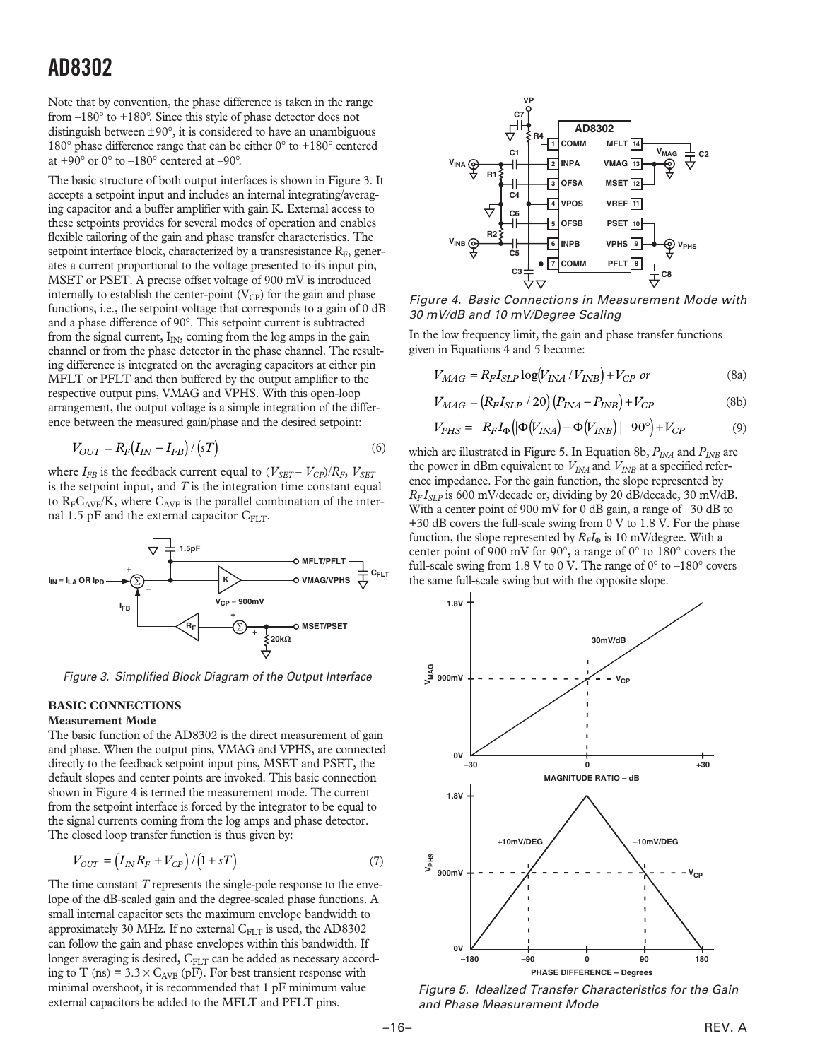Note that by convention, the phase difference is taken in the range from –180° to +180°. Since this style of phase detector does not distinguish between ±90°, it is considered to have an unambiguous 180° phase difference range that can be either 0° to +180° centered at +90° or 0° to –180° centered at –90°.

The basic structure of both output interfaces is shown in Figure 3. It accepts a setpoint input and includes an internal integrating/averaging capacitor and a buffer amplifier with gain K. External access to these setpoints provides for several modes of operation and enables flexible tailoring of the gain and phase transfer characteristics. The setpoint interface block, characterized by a transresistance $R_F$, generates a current proportional to the voltage presented to its input pin, MSET or PSET. A precise offset voltage of 900 mV is introduced internally to establish the center-point ($V_{CP}$) for the gain and phase functions, i.e., the setpoint voltage that corresponds to a gain of 0 dB and a phase difference of 90°. This setpoint current is subtracted from the signal current, $I_{IN}$, coming from the log amps in the gain channel or from the phase detector in the phase channel. The resulting difference is integrated on the averaging capacitors at either pin MFLT or PFLT and then buffered by the output amplifier to the respective output pins, VMAG and VPHS. With this open-loop arrangement, the output voltage is a simple integration of the difference between the measured gain/phase and the desired setpoint:

$$V_{OUT} = R_F\left(I_{IN} - I_{FB}\right)/\left(sT\right) \tag{6}$$

where $I_{FB}$ is the feedback current equal to $(V_{SET} - V_{CP})/R_F$, $V_{SET}$ is the setpoint input, and $T$ is the integration time constant equal to $R_F C_{AVE}/K$, where $C_{AVE}$ is the parallel combination of the internal 1.5 pF and the external capacitor $C_{FLT}$.

Figure 3. Simplified Block Diagram of the Output Interface

## BASIC CONNECTIONS

### Measurement Mode

The basic function of the AD8302 is the direct measurement of gain and phase. When the output pins, VMAG and VPHS, are connected directly to the feedback setpoint input pins, MSET and PSET, the default slopes and center points are invoked. This basic connection shown in Figure 4 is termed the measurement mode. The current from the setpoint interface is forced by the integrator to be equal to the signal currents coming from the log amps and phase detector. The closed loop transfer function is thus given by:

$$V_{OUT} = \left(I_{IN}R_F + V_{CP}\right)/\left(1 + sT\right) \tag{7}$$

The time constant $T$ represents the single-pole response to the envelope of the dB-scaled gain and the degree-scaled phase functions. A small internal capacitor sets the maximum envelope bandwidth to approximately 30 MHz. If no external $C_{FLT}$ is used, the AD8302 can follow the gain and phase envelopes within this bandwidth. If longer averaging is desired, $C_{FLT}$ can be added as necessary according to T (ns) = 3.3 × $C_{AVE}$ (pF). For best transient response with minimal overshoot, it is recommended that 1 pF minimum value external capacitors be added to the MFLT and PFLT pins.

Figure 4. Basic Connections in Measurement Mode with 30 mV/dB and 10 mV/Degree Scaling

In the low frequency limit, the gain and phase transfer functions given in Equations 4 and 5 become:

$$V_{MAG} = R_F I_{SLP} \log\left(V_{INA}/V_{INB}\right) + V_{CP} \text{ or} \tag{8a}$$

$$V_{MAG} = \left(R_F I_{SLP}/20\right)\left(P_{INA} - P_{INB}\right) + V_{CP} \tag{8b}$$

$$V_{PHS} = -R_F I_\Phi\left(\left|\Phi\left(V_{INA}\right) - \Phi\left(V_{INB}\right)\right| - 90°\right) + V_{CP} \tag{9}$$

which are illustrated in Figure 5. In Equation 8b, $P_{INA}$ and $P_{INB}$ are the power in dBm equivalent to $V_{INA}$ and $V_{INB}$ at a specified reference impedance. For the gain function, the slope represented by $R_F I_{SLP}$ is 600 mV/decade or, dividing by 20 dB/decade, 30 mV/dB. With a center point of 900 mV for 0 dB gain, a range of –30 dB to +30 dB covers the full-scale swing from 0 V to 1.8 V. For the phase function, the slope represented by $R_F I_\Phi$ is 10 mV/degree. With a center point of 900 mV for 90°, a range of 0° to 180° covers the full-scale swing from 1.8 V to 0 V. The range of 0° to –180° covers the same full-scale swing but with the opposite slope.

Figure 5. Idealized Transfer Characteristics for the Gain and Phase Measurement Mode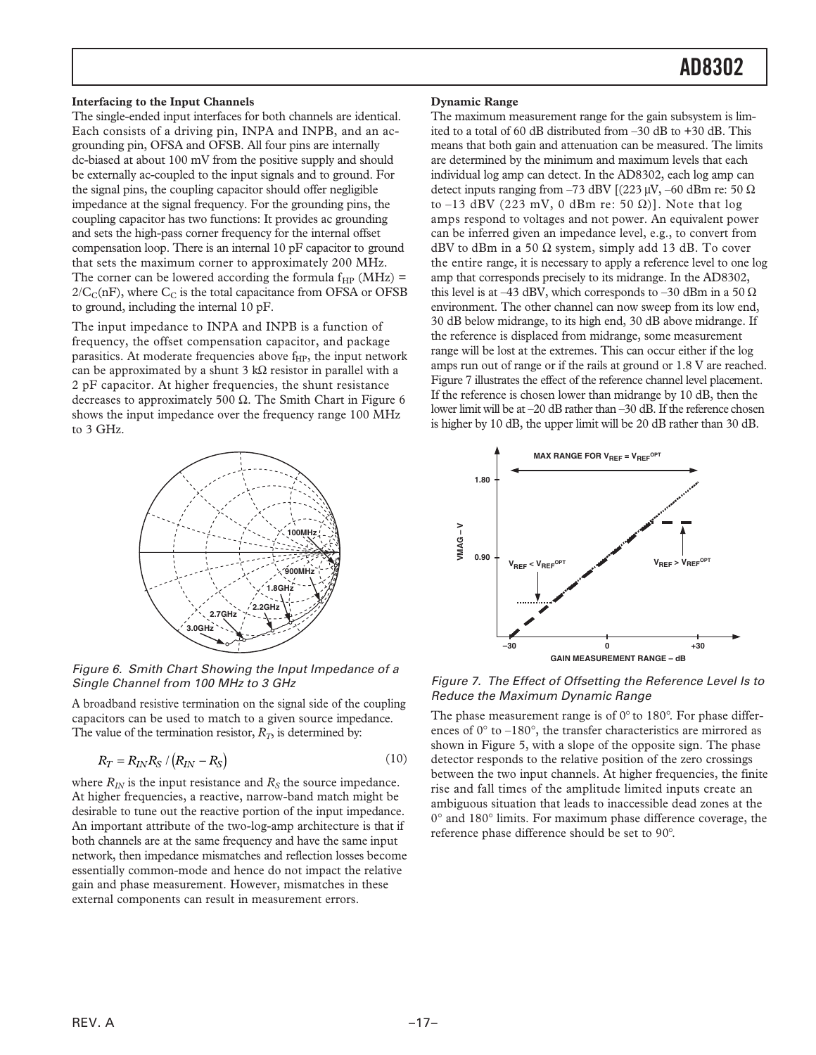**Interfacing to the Input Channels**

The single-ended input interfaces for both channels are identical. Each consists of a driving pin, INPA and INPB, and an ac-grounding pin, OFSA and OFSB. All four pins are internally dc-biased at about 100 mV from the positive supply and should be externally ac-coupled to the input signals and to ground. For the signal pins, the coupling capacitor should offer negligible impedance at the signal frequency. For the grounding pins, the coupling capacitor has two functions: It provides ac grounding and sets the high-pass corner frequency for the internal offset compensation loop. There is an internal 10 pF capacitor to ground that sets the maximum corner to approximately 200 MHz. The corner can be lowered according the formula $f_{HP}$ (MHz) = $2/C_C$(nF), where $C_C$ is the total capacitance from OFSA or OFSB to ground, including the internal 10 pF.

The input impedance to INPA and INPB is a function of frequency, the offset compensation capacitor, and package parasitics. At moderate frequencies above $f_{HP}$, the input network can be approximated by a shunt 3 kΩ resistor in parallel with a 2 pF capacitor. At higher frequencies, the shunt resistance decreases to approximately 500 Ω. The Smith Chart in Figure 6 shows the input impedance over the frequency range 100 MHz to 3 GHz.

*Figure 6. Smith Chart Showing the Input Impedance of a Single Channel from 100 MHz to 3 GHz*

A broadband resistive termination on the signal side of the coupling capacitors can be used to match to a given source impedance. The value of the termination resistor, $R_T$, is determined by:

$$R_T = R_{IN} R_S / (R_{IN} - R_S) \tag{10}$$

where $R_{IN}$ is the input resistance and $R_S$ the source impedance. At higher frequencies, a reactive, narrow-band match might be desirable to tune out the reactive portion of the input impedance. An important attribute of the two-log-amp architecture is that if both channels are at the same frequency and have the same input network, then impedance mismatches and hence reflection losses become essentially common-mode and hence do not impact the relative gain and phase measurement. However, mismatches in these external components can result in measurement errors.

**Dynamic Range**

The maximum measurement range for the gain subsystem is limited to a total of 60 dB distributed from –30 dB to +30 dB. This means that both gain and attenuation can be measured. The limits are determined by the minimum and maximum levels that each individual log amp can detect. In the AD8302, each log amp can detect inputs ranging from –73 dBV [(223 μV, –60 dBm re: 50 Ω to –13 dBV (223 mV, 0 dBm re: 50 Ω)]. Note that log amps respond to voltages and not power. An equivalent power can be inferred given an impedance level, e.g., to convert from dBV to dBm in a 50 Ω system, simply add 13 dB. To cover the entire range, it is necessary to apply a reference level to one log amp that corresponds precisely to its midrange. In the AD8302, this level is at –43 dBV, which corresponds to –30 dBm in a 50 Ω environment. The other channel can now sweep from its low end, 30 dB below midrange, to its high end, 30 dB above midrange. If the reference is displaced from midrange, some measurement range will be lost at the extremes. This can occur either if the log amps run out of range or if the rails at ground or 1.8 V are reached. Figure 7 illustrates the effect of the reference channel level placement. If the reference is chosen lower than midrange by 10 dB, then the lower limit will be at –20 dB rather than –30 dB. If the reference chosen is higher by 10 dB, the upper limit will be 20 dB rather than 30 dB.

*Figure 7. The Effect of Offsetting the Reference Level Is to Reduce the Maximum Dynamic Range*

The phase measurement range is of 0° to 180°. For phase differences of 0° to –180°, the transfer characteristics are mirrored as shown in Figure 5, with a slope of the opposite sign. The phase detector responds to the relative position of the zero crossings between the two input channels. At higher frequencies, the finite rise and fall times of the amplitude limited inputs create an ambiguous situation that leads to inaccessible dead zones at the 0° and 180° limits. For maximum phase difference coverage, the reference phase difference should be set to 90°.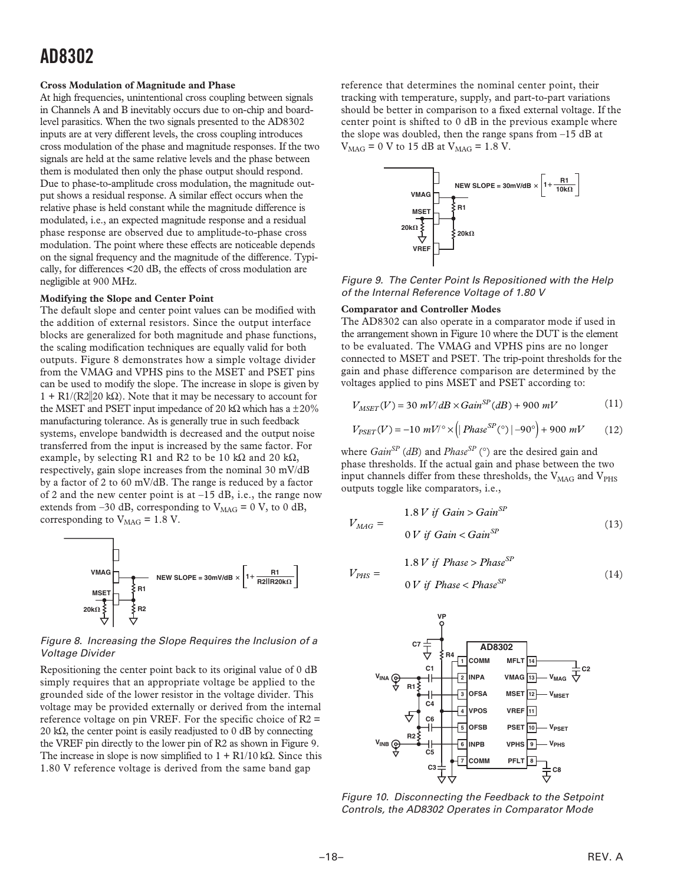### Cross Modulation of Magnitude and Phase

At high frequencies, unintentional cross coupling between signals in Channels A and B inevitably occurs due to on-chip and board-level parasitics. When the two signals presented to the AD8302 inputs are at very different levels, the cross coupling introduces cross modulation of the phase and magnitude responses. If the two signals are held at the same relative levels and the phase between them is modulated then only the phase output should respond. Due to phase-to-amplitude cross modulation, the magnitude output shows a residual response. A similar effect occurs when the relative phase is held constant while the magnitude difference is modulated, i.e., an expected magnitude response and a residual phase response are observed due to amplitude-to-phase cross modulation. The point where these effects are noticeable depends on the signal frequency and the magnitude of the difference. Typically, for differences <20 dB, the effects of cross modulation are negligible at 900 MHz.

### Modifying the Slope and Center Point

The default slope and center point values can be modified with the addition of external resistors. Since the output interface blocks are generalized for both magnitude and phase functions, the scaling modification techniques are equally valid for both outputs. Figure 8 demonstrates how a simple voltage divider from the VMAG and VPHS pins to the MSET and PSET pins can be used to modify the slope. The increase in slope is given by 1 + R1/(R2‖20 kΩ). Note that it may be necessary to account for the MSET and PSET input impedance of 20 kΩ which has a ±20% manufacturing tolerance. As is generally true in such feedback systems, envelope bandwidth is decreased and the output noise transferred from the input is increased by the same factor. For example, by selecting R1 and R2 to be 10 kΩ and 20 kΩ, respectively, gain slope increases from the nominal 30 mV/dB by a factor of 2 to 60 mV/dB. The range is reduced by a factor of 2 and the new center point is at –15 dB, i.e., the range now extends from –30 dB, corresponding to $V_{MAG}$ = 0 V, to 0 dB, corresponding to $V_{MAG}$ = 1.8 V.

Figure 8. Increasing the Slope Requires the Inclusion of a Voltage Divider

Repositioning the center point back to its original value of 0 dB simply requires that an appropriate voltage be applied to the grounded side of the lower resistor in the voltage divider. This voltage may be provided externally or derived from the internal reference voltage on pin VREF. For the specific choice of R2 = 20 kΩ, the center point is easily readjusted to 0 dB by connecting the VREF pin directly to the lower pin of R2 as shown in Figure 9. The increase in slope is now simplified to 1 + R1/10 kΩ. Since this 1.80 V reference voltage is derived from the same band gap reference that determines the nominal center point, their tracking with temperature, supply, and part-to-part variations should be better in comparison to a fixed external voltage. If the center point is shifted to 0 dB in the previous example where the slope was doubled, then the range spans from –15 dB at $V_{MAG}$ = 0 V to 15 dB at $V_{MAG}$ = 1.8 V.

Figure 9. The Center Point Is Repositioned with the Help of the Internal Reference Voltage of 1.80 V

### Comparator and Controller Modes

The AD8302 can also operate in a comparator mode if used in the arrangement shown in Figure 10 where the DUT is the element to be evaluated. The VMAG and VPHS pins are no longer connected to MSET and PSET. The trip-point thresholds for the gain and phase difference comparison are determined by the voltages applied to pins MSET and PSET according to:

$$V_{MSET}(V) = 30\ mV/dB \times Gain^{SP}(dB) + 900\ mV \tag{11}$$

$$V_{PSET}(V) = -10\ mV/° \times \left(\left|Phase^{SP}(°)\right| - 90°\right) + 900\ mV \tag{12}$$

where $Gain^{SP}$ (dB) and $Phase^{SP}$ (°) are the desired gain and phase thresholds. If the actual gain and phase between the two input channels differ from these thresholds, the $V_{MAG}$ and $V_{PHS}$ outputs toggle like comparators, i.e.,

$$V_{MAG} = \begin{cases} 1.8\,V\ \text{if}\ Gain > Gain^{SP} \\ 0\,V\ \text{if}\ Gain < Gain^{SP} \end{cases} \tag{13}$$

$$V_{PHS} = \begin{cases} 1.8\,V\ \text{if}\ Phase > Phase^{SP} \\ 0\,V\ \text{if}\ Phase < Phase^{SP} \end{cases} \tag{14}$$

Figure 10. Disconnecting the Feedback to the Setpoint Controls, the AD8302 Operates in Comparator Mode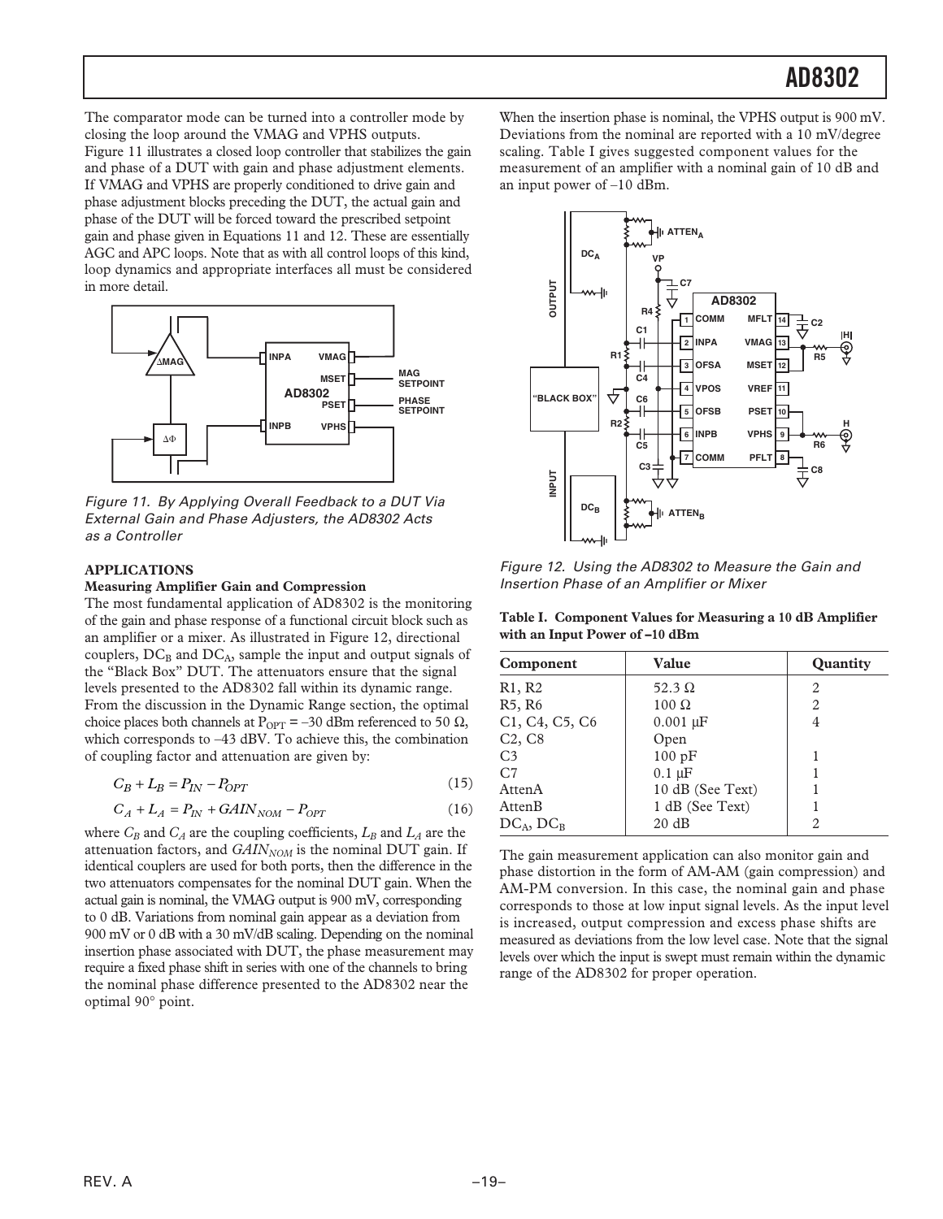The comparator mode can be turned into a controller mode by closing the loop around the VMAG and VPHS outputs. Figure 11 illustrates a closed loop controller that stabilizes the gain and phase of a DUT with gain and phase adjustment elements. If VMAG and VPHS are properly conditioned to drive gain and phase adjustment blocks preceding the DUT, the actual gain and phase of the DUT will be forced toward the prescribed setpoint gain and phase given in Equations 11 and 12. These are essentially AGC and APC loops. Note that as with all control loops of this kind, loop dynamics and appropriate interfaces all must be considered in more detail.

*Figure 11. By Applying Overall Feedback to a DUT Via External Gain and Phase Adjusters, the AD8302 Acts as a Controller*

## APPLICATIONS

### Measuring Amplifier Gain and Compression

The most fundamental application of AD8302 is the monitoring of the gain and phase response of a functional circuit block such as an amplifier or a mixer. As illustrated in Figure 12, directional couplers, $DC_B$ and $DC_A$, sample the input and output signals of the "Black Box" DUT. The attenuators ensure that the signal levels presented to the AD8302 fall within its dynamic range. From the discussion in the Dynamic Range section, the optimal choice places both channels at $P_{OPT}$ = –30 dBm referenced to 50 Ω, which corresponds to –43 dBV. To achieve this, the combination of coupling factor and attenuation are given by:

$$C_B + L_B = P_{IN} - P_{OPT} \tag{15}$$

$$C_A + L_A = P_{IN} + GAIN_{NOM} - P_{OPT} \tag{16}$$

where $C_B$ and $C_A$ are the coupling coefficients, $L_B$ and $L_A$ are the attenuation factors, and $GAIN_{NOM}$ is the nominal DUT gain. If identical couplers are used for both ports, then the difference in the two attenuators compensates for the nominal DUT gain. When the actual gain is nominal, the VMAG output is 900 mV, corresponding to 0 dB. Variations from nominal gain appear as a deviation from 900 mV or 0 dB with a 30 mV/dB scaling. Depending on the nominal insertion phase associated with DUT, the phase measurement may require a fixed phase shift in series with one of the channels to bring the nominal phase difference presented to the AD8302 near the optimal 90° point.

When the insertion phase is nominal, the VPHS output is 900 mV. Deviations from the nominal are reported with a 10 mV/degree scaling. Table I gives suggested component values for the measurement of an amplifier with a nominal gain of 10 dB and an input power of –10 dBm.

*Figure 12. Using the AD8302 to Measure the Gain and Insertion Phase of an Amplifier or Mixer*

**Table I. Component Values for Measuring a 10 dB Amplifier with an Input Power of –10 dBm**

| Component | Value | Quantity |
|---|---|---|
| R1, R2 | 52.3 Ω | 2 |
| R5, R6 | 100 Ω | 2 |
| C1, C4, C5, C6 | 0.001 μF | 4 |
| C2, C8 | Open | |
| C3 | 100 pF | 1 |
| C7 | 0.1 μF | 1 |
| AttenA | 10 dB (See Text) | 1 |
| AttenB | 1 dB (See Text) | 1 |
| $DC_A$, $DC_B$ | 20 dB | 2 |

The gain measurement application can also monitor gain and phase distortion in the form of AM-AM (gain compression) and AM-PM conversion. In this case, the nominal gain and phase corresponds to those at low input signal levels. As the input level is increased, output compression and excess phase shifts are measured as deviations from the low level case. Note that the signal levels over which the input is swept must remain within the dynamic range of the AD8302 for proper operation.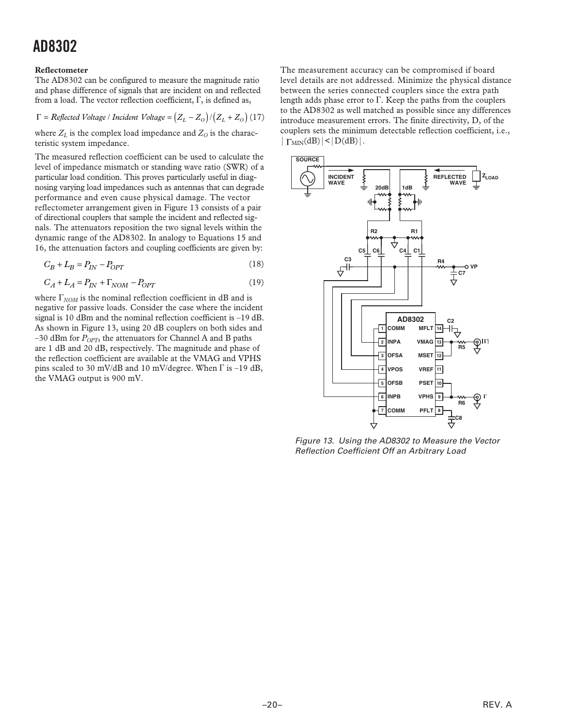**Reflectometer**

The AD8302 can be configured to measure the magnitude ratio and phase difference of signals that are incident on and reflected from a load. The vector reflection coefficient, Γ, is defined as,

$$\Gamma = \textit{Reflected Voltage} / \textit{Incident Voltage} = \left(Z_L - Z_O\right)/\left(Z_L + Z_O\right) \quad (17)$$

where $Z_L$ is the complex load impedance and $Z_O$ is the characteristic system impedance.

The measured reflection coefficient can be used to calculate the level of impedance mismatch or standing wave ratio (SWR) of a particular load condition. This proves particularly useful in diagnosing varying load impedances such as antennas that can degrade performance and even cause physical damage. The vector reflectometer arrangement given in Figure 13 consists of a pair of directional couplers that sample the incident and reflected signals. The attenuators reposition the two signal levels within the dynamic range of the AD8302. In analogy to Equations 15 and 16, the attenuation factors and coupling coefficients are given by:

$$C_B + L_B = P_{IN} - P_{OPT} \quad (18)$$

$$C_A + L_A = P_{IN} + \Gamma_{NOM} - P_{OPT} \quad (19)$$

where $\Gamma_{NOM}$ is the nominal reflection coefficient in dB and is negative for passive loads. Consider the case where the incident signal is 10 dBm and the nominal reflection coefficient is –19 dB. As shown in Figure 13, using 20 dB couplers on both sides and –30 dBm for $P_{OPT}$, the attenuators for Channel A and B paths are 1 dB and 20 dB, respectively. The magnitude and phase of the reflection coefficient are available at the VMAG and VPHS pins scaled to 30 mV/dB and 10 mV/degree. When Γ is –19 dB, the VMAG output is 900 mV.

The measurement accuracy can be compromised if board level details are not addressed. Minimize the physical distance between the series connected couplers since the extra path length adds phase error to Γ. Keep the paths from the couplers to the AD8302 as well matched as possible since any differences introduce measurement errors. The finite directivity, D, of the couplers sets the minimum detectable reflection coefficient, i.e., $|\Gamma_{MIN}(\text{dB})| < |D(\text{dB})|$.

Figure 13. Using the AD8302 to Measure the Vector Reflection Coefficient Off an Arbitrary Load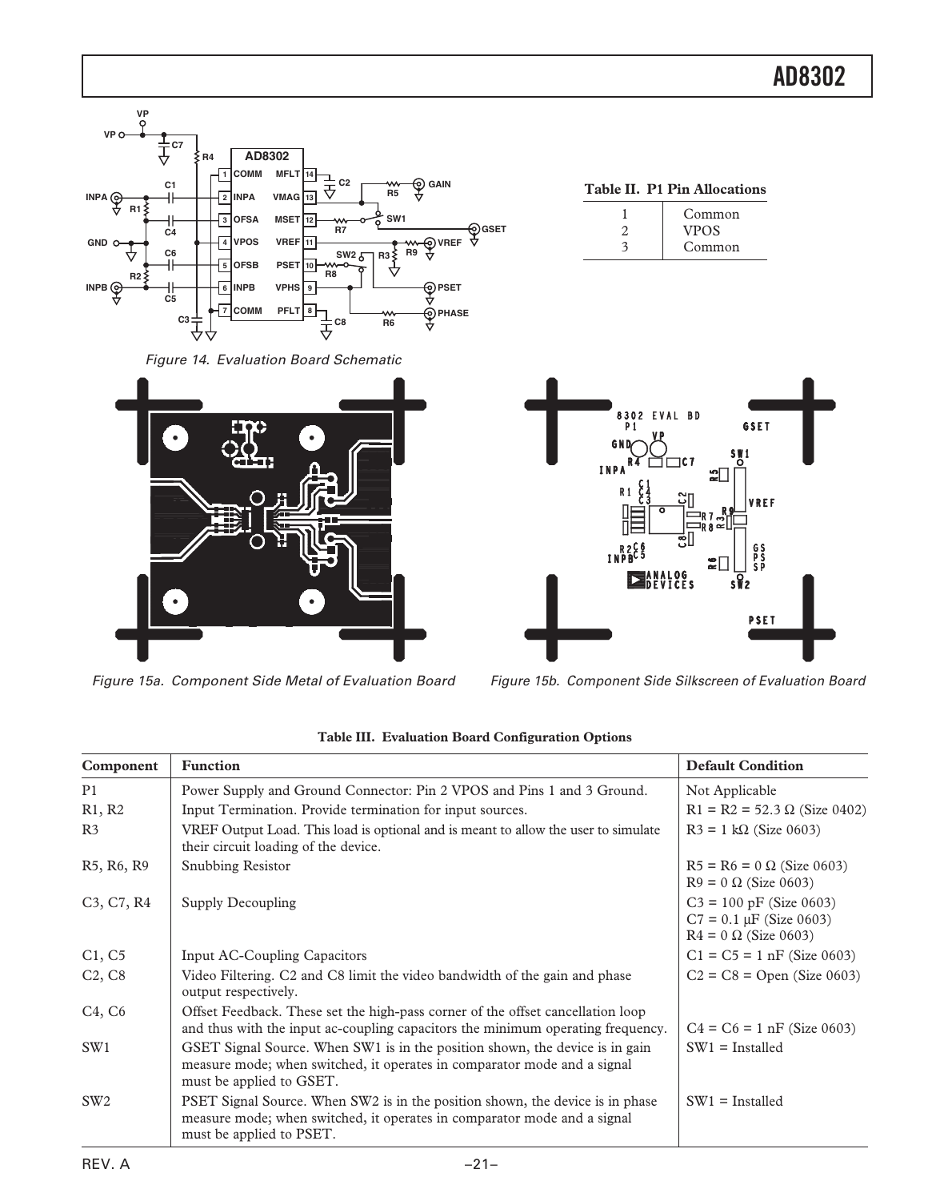Figure 14. Evaluation Board Schematic

**Table II. P1 Pin Allocations**

| | |
|---|---|
| 1 | Common |
| 2 | VPOS |
| 3 | Common |

Figure 15a. Component Side Metal of Evaluation Board

Figure 15b. Component Side Silkscreen of Evaluation Board

**Table III. Evaluation Board Configuration Options**

| Component | Function | Default Condition |
|---|---|---|
| P1 | Power Supply and Ground Connector: Pin 2 VPOS and Pins 1 and 3 Ground. | Not Applicable |
| R1, R2 | Input Termination. Provide termination for input sources. | R1 = R2 = 52.3 Ω (Size 0402) |
| R3 | VREF Output Load. This load is optional and is meant to allow the user to simulate their circuit loading of the device. | R3 = 1 kΩ (Size 0603) |
| R5, R6, R9 | Snubbing Resistor | R5 = R6 = 0 Ω (Size 0603)<br>R9 = 0 Ω (Size 0603) |
| C3, C7, R4 | Supply Decoupling | C3 = 100 pF (Size 0603)<br>C7 = 0.1 µF (Size 0603)<br>R4 = 0 Ω (Size 0603) |
| C1, C5 | Input AC-Coupling Capacitors | C1 = C5 = 1 nF (Size 0603) |
| C2, C8 | Video Filtering. C2 and C8 limit the video bandwidth of the gain and phase output respectively. | C2 = C8 = Open (Size 0603) |
| C4, C6 | Offset Feedback. These set the high-pass corner of the offset cancellation loop and thus with the input ac-coupling capacitors the minimum operating frequency. | C4 = C6 = 1 nF (Size 0603) |
| SW1 | GSET Signal Source. When SW1 is in the position shown, the device is in gain measure mode; when switched, it operates in comparator mode and a signal must be applied to GSET. | SW1 = Installed |
| SW2 | PSET Signal Source. When SW2 is in the position shown, the device is in phase measure mode; when switched, it operates in comparator mode and a signal must be applied to PSET. | SW1 = Installed |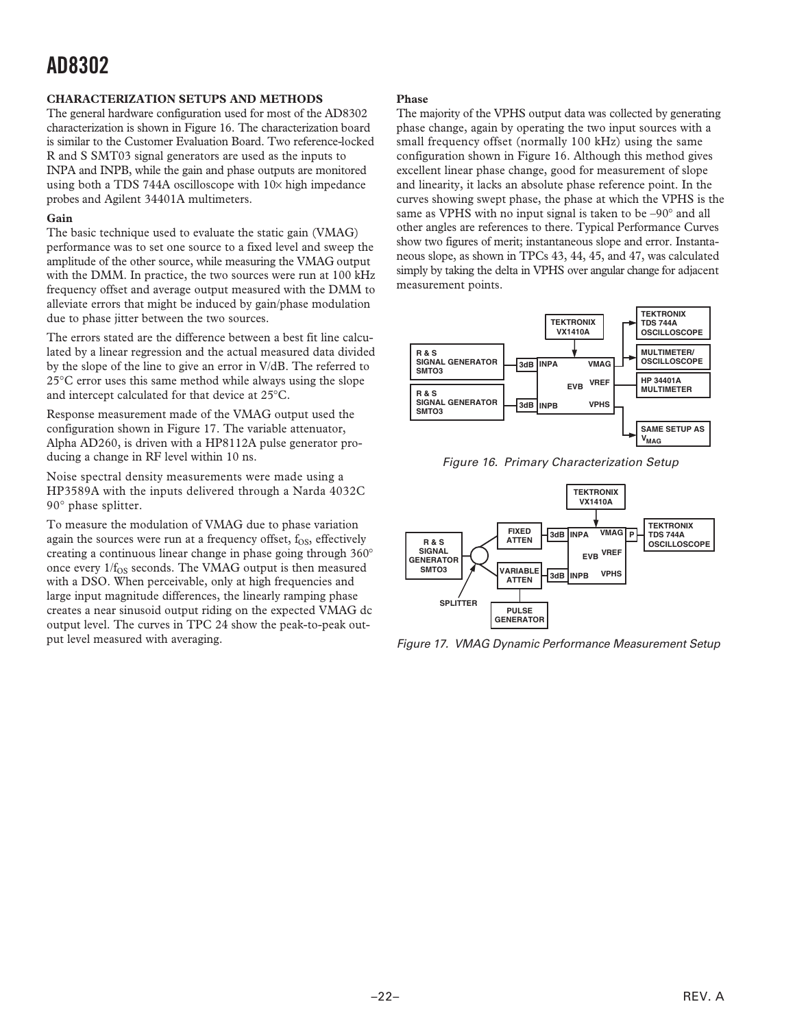### CHARACTERIZATION SETUPS AND METHODS

The general hardware configuration used for most of the AD8302 characterization is shown in Figure 16. The characterization board is similar to the Customer Evaluation Board. Two reference-locked R and S SMT03 signal generators are used as the inputs to INPA and INPB, while the gain and phase outputs are monitored using both a TDS 744A oscilloscope with 10× high impedance probes and Agilent 34401A multimeters.

#### Gain

The basic technique used to evaluate the static gain (VMAG) performance was to set one source to a fixed level and sweep the amplitude of the other source, while measuring the VMAG output with the DMM. In practice, the two sources were run at 100 kHz frequency offset and average output measured with the DMM to alleviate errors that might be induced by gain/phase modulation due to phase jitter between the two sources.

The errors stated are the difference between a best fit line calculated by a linear regression and the actual measured data divided by the slope of the line to give an error in V/dB. The referred to 25°C error uses this same method while always using the slope and intercept calculated for that device at 25°C.

Response measurement made of the VMAG output used the configuration shown in Figure 17. The variable attenuator, Alpha AD260, is driven with a HP8112A pulse generator producing a change in RF level within 10 ns.

Noise spectral density measurements were made using a HP3589A with the inputs delivered through a Narda 4032C 90° phase splitter.

To measure the modulation of VMAG due to phase variation again the sources were run at a frequency offset, $f_{OS}$, effectively creating a continuous linear change in phase going through 360° once every $1/f_{OS}$ seconds. The VMAG output is then measured with a DSO. When perceivable, only at high frequencies and large input magnitude differences, the linearly ramping phase creates a near sinusoid output riding on the expected VMAG dc output level. The curves in TPC 24 show the peak-to-peak output level measured with averaging.

#### Phase

The majority of the VPHS output data was collected by generating phase change, again by operating the two input sources with a small frequency offset (normally 100 kHz) using the same configuration shown in Figure 16. Although this method gives excellent linear phase change, good for measurement of slope and linearity, it lacks an absolute phase reference point. In the curves showing swept phase, the phase at which the VPHS is the same as VPHS with no input signal is taken to be –90° and all other angles are references to there. Typical Performance Curves show two figures of merit; instantaneous slope and error. Instantaneous slope, as shown in TPCs 43, 44, 45, and 47, was calculated simply by taking the delta in VPHS over angular change for adjacent measurement points.

Figure 16. Primary Characterization Setup

Figure 17. VMAG Dynamic Performance Measurement Setup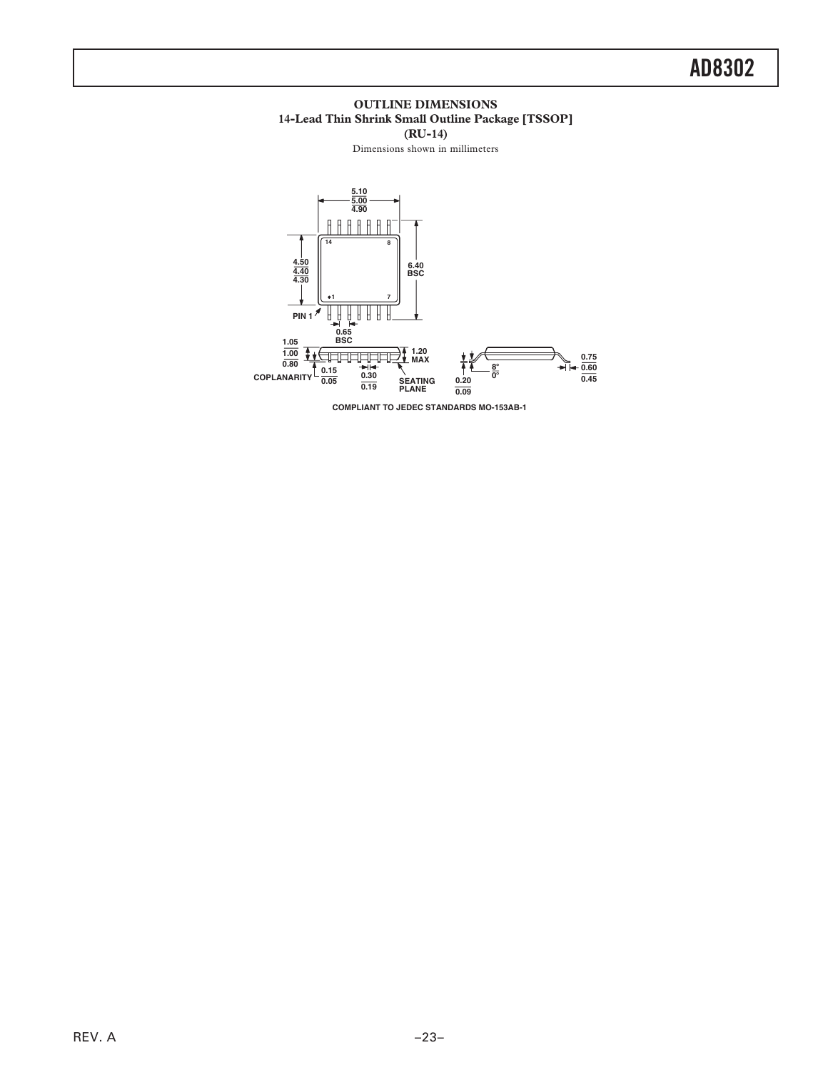## OUTLINE DIMENSIONS

### 14-Lead Thin Shrink Small Outline Package [TSSOP] (RU-14)

Dimensions shown in millimeters

COMPLIANT TO JEDEC STANDARDS MO-153AB-1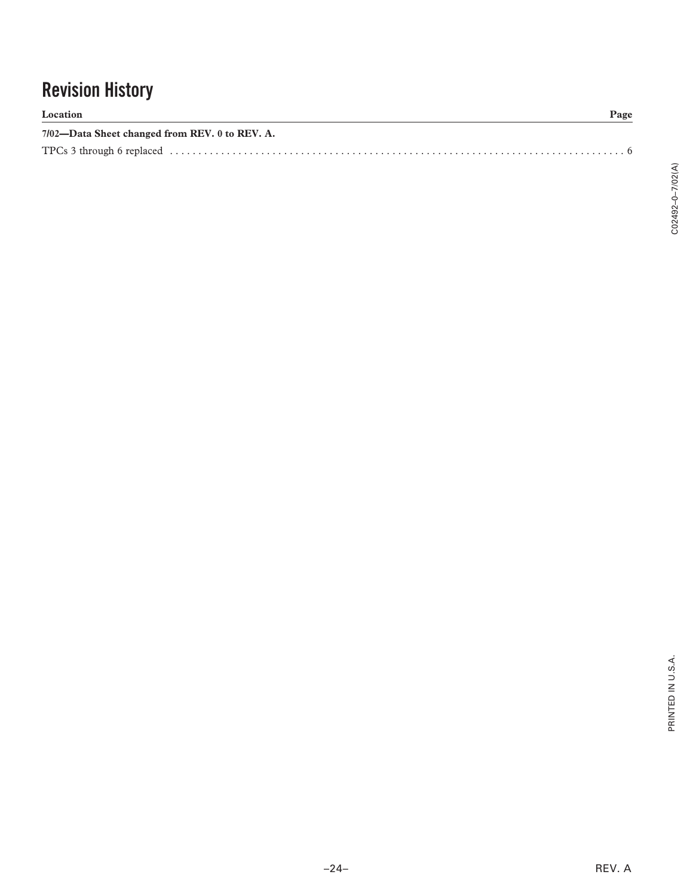# Revision History

| Location | Page |
|---|---|
| **7/02—Data Sheet changed from REV. 0 to REV. A.** | |
| TPCs 3 through 6 replaced | 6 |

C02492–0–7/02(A)

PRINTED IN U.S.A.